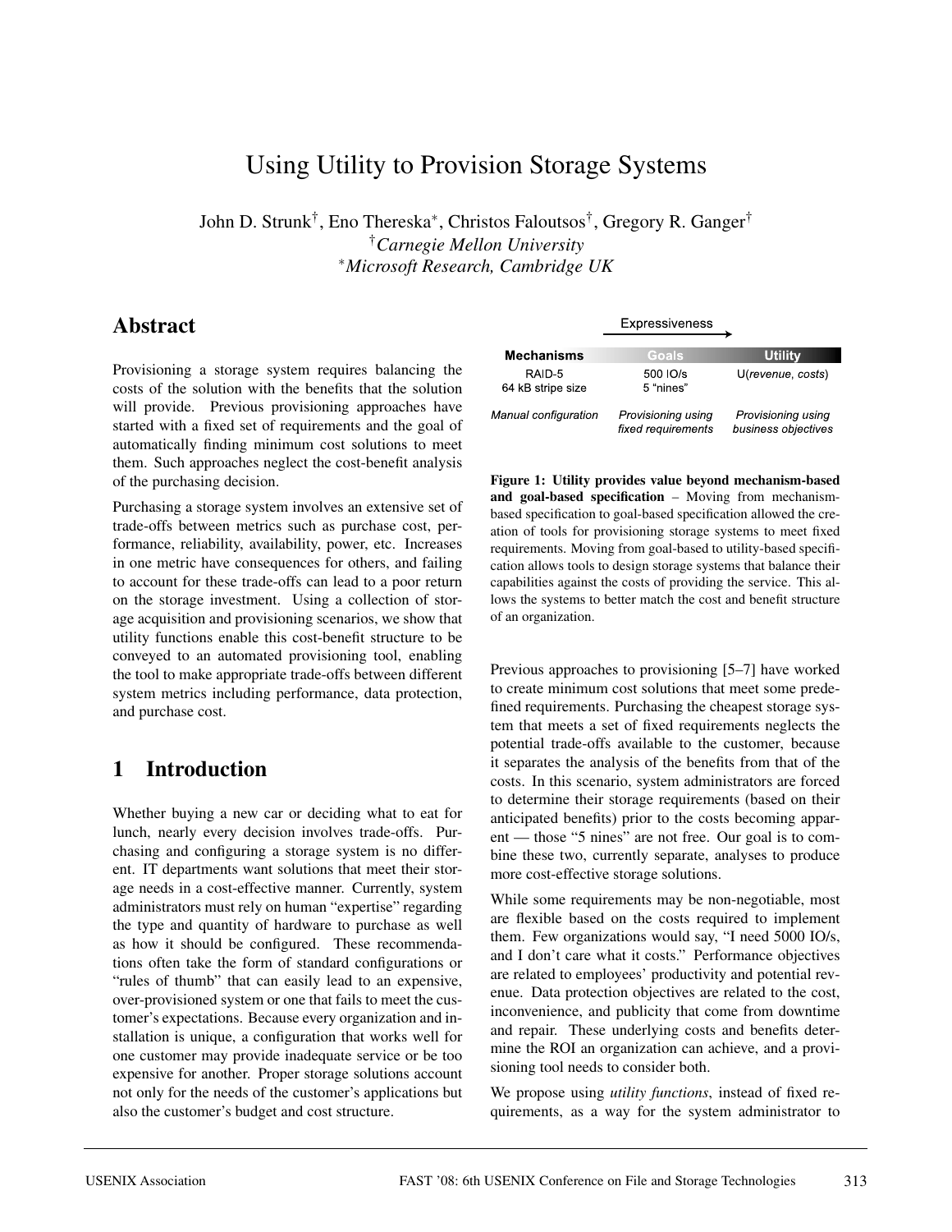# Using Utility to Provision Storage Systems

John D. Strunk[†], Eno Thereska[*], Christos Faloutsos[†], Gregory R. Ganger[†]

[†]*Carnegie Mellon University*

[*]*Microsoft Research, Cambridge UK*

## Abstract

Provisioning a storage system requires balancing the costs of the solution with the benefits that the solution will provide. Previous provisioning approaches have started with a fixed set of requirements and the goal of automatically finding minimum cost solutions to meet them. Such approaches neglect the cost-benefit analysis of the purchasing decision.

Purchasing a storage system involves an extensive set of trade-offs between metrics such as purchase cost, performance, reliability, availability, power, etc. Increases in one metric have consequences for others, and failing to account for these trade-offs can lead to a poor return on the storage investment. Using a collection of storage acquisition and provisioning scenarios, we show that utility functions enable this cost-benefit structure to be conveyed to an automated provisioning tool, enabling the tool to make appropriate trade-offs between different system metrics including performance, data protection, and purchase cost.

## 1 Introduction

Whether buying a new car or deciding what to eat for lunch, nearly every decision involves trade-offs. Purchasing and configuring a storage system is no different. IT departments want solutions that meet their storage needs in a cost-effective manner. Currently, system administrators must rely on human "expertise" regarding the type and quantity of hardware to purchase as well as how it should be configured. These recommendations often take the form of standard configurations or "rules of thumb" that can easily lead to an expensive, over-provisioned system or one that fails to meet the customer's expectations. Because every organization and installation is unique, a configuration that works well for one customer may provide inadequate service or be too expensive for another. Proper storage solutions account not only for the needs of the customer's applications but also the customer's budget and cost structure.

| Mechanisms | Goals | Utility |
|---|---|---|
| RAID-5<br>64 kB stripe size | 500 IO/s<br>5 "nines" | U(*revenue*, *costs*) |
| *Manual configuration* | *Provisioning using fixed requirements* | *Provisioning using business objectives* |

Expressiveness →

**Figure 1: Utility provides value beyond mechanism-based and goal-based specification** – Moving from mechanism-based specification to goal-based specification allowed the creation of tools for provisioning storage systems to meet fixed requirements. Moving from goal-based to utility-based specification allows tools to design storage systems that balance their capabilities against the costs of providing the service. This allows the systems to better match the cost and benefit structure of an organization.

Previous approaches to provisioning [5–7] have worked to create minimum cost solutions that meet some predefined requirements. Purchasing the cheapest storage system that meets a set of fixed requirements neglects the potential trade-offs available to the customer, because it separates the analysis of the benefits from that of the costs. In this scenario, system administrators are forced to determine their storage requirements (based on their anticipated benefits) prior to the costs becoming apparent — those "5 nines" are not free. Our goal is to combine these two, currently separate, analyses to produce more cost-effective storage solutions.

While some requirements may be non-negotiable, most are flexible based on the costs required to implement them. Few organizations would say, "I need 5000 IO/s, and I don't care what it costs." Performance objectives are related to employees' productivity and potential revenue. Data protection objectives are related to the cost, inconvenience, and publicity that come from downtime and repair. These underlying costs and benefits determine the ROI an organization can achieve, and a provisioning tool needs to consider both.

We propose using *utility functions*, instead of fixed requirements, as a way for the system administrator to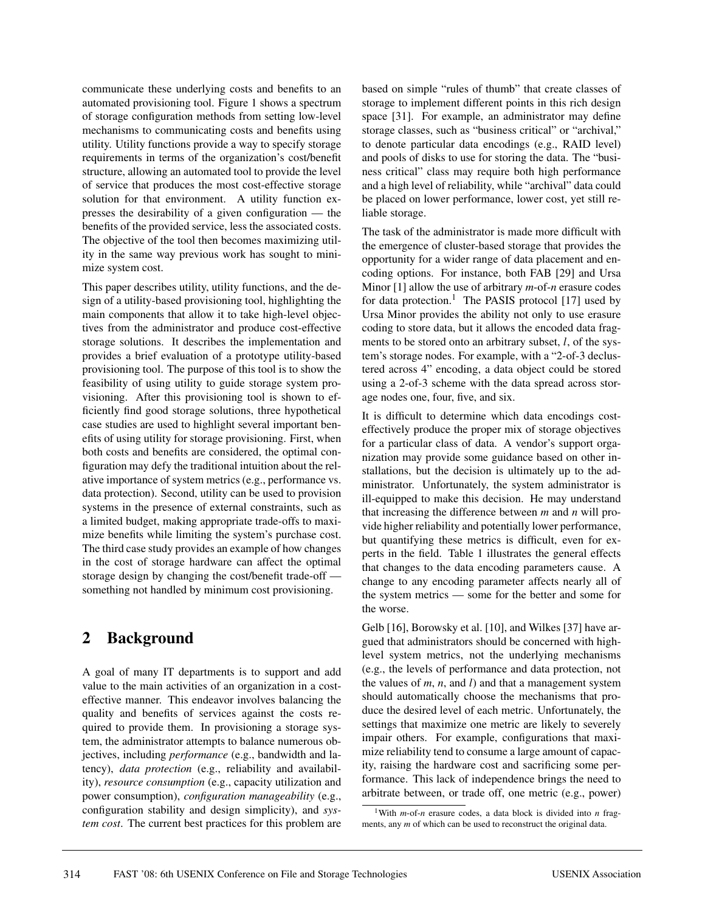communicate these underlying costs and benefits to an automated provisioning tool. Figure 1 shows a spectrum of storage configuration methods from setting low-level mechanisms to communicating costs and benefits using utility. Utility functions provide a way to specify storage requirements in terms of the organization's cost/benefit structure, allowing an automated tool to provide the level of service that produces the most cost-effective storage solution for that environment. A utility function expresses the desirability of a given configuration — the benefits of the provided service, less the associated costs. The objective of the tool then becomes maximizing utility in the same way previous work has sought to minimize system cost.

This paper describes utility, utility functions, and the design of a utility-based provisioning tool, highlighting the main components that allow it to take high-level objectives from the administrator and produce cost-effective storage solutions. It describes the implementation and provides a brief evaluation of a prototype utility-based provisioning tool. The purpose of this tool is to show the feasibility of using utility to guide storage system provisioning. After this provisioning tool is shown to efficiently find good storage solutions, three hypothetical case studies are used to highlight several important benefits of using utility for storage provisioning. First, when both costs and benefits are considered, the optimal configuration may defy the traditional intuition about the relative importance of system metrics (e.g., performance vs. data protection). Second, utility can be used to provision systems in the presence of external constraints, such as a limited budget, making appropriate trade-offs to maximize benefits while limiting the system's purchase cost. The third case study provides an example of how changes in the cost of storage hardware can affect the optimal storage design by changing the cost/benefit trade-off — something not handled by minimum cost provisioning.

## 2 Background

A goal of many IT departments is to support and add value to the main activities of an organization in a cost-effective manner. This endeavor involves balancing the quality and benefits of services against the costs required to provide them. In provisioning a storage system, the administrator attempts to balance numerous objectives, including *performance* (e.g., bandwidth and latency), *data protection* (e.g., reliability and availability), *resource consumption* (e.g., capacity utilization and power consumption), *configuration manageability* (e.g., configuration stability and design simplicity), and *system cost*. The current best practices for this problem are based on simple "rules of thumb" that create classes of storage to implement different points in this rich design space [31]. For example, an administrator may define storage classes, such as "business critical" or "archival," to denote particular data encodings (e.g., RAID level) and pools of disks to use for storing the data. The "business critical" class may require both high performance and a high level of reliability, while "archival" data could be placed on lower performance, lower cost, yet still reliable storage.

The task of the administrator is made more difficult with the emergence of cluster-based storage that provides the opportunity for a wider range of data placement and encoding options. For instance, both FAB [29] and Ursa Minor [1] allow the use of arbitrary *m*-of-*n* erasure codes for data protection.[1] The PASIS protocol [17] used by Ursa Minor provides the ability not only to use erasure coding to store data, but it allows the encoded data fragments to be stored onto an arbitrary subset, *l*, of the system's storage nodes. For example, with a "2-of-3 declustered across 4" encoding, a data object could be stored using a 2-of-3 scheme with the data spread across storage nodes one, four, five, and six.

It is difficult to determine which data encodings cost-effectively produce the proper mix of storage objectives for a particular class of data. A vendor's support organization may provide some guidance based on other installations, but the decision is ultimately up to the administrator. Unfortunately, the system administrator is ill-equipped to make this decision. He may understand that increasing the difference between *m* and *n* will provide higher reliability and potentially lower performance, but quantifying these metrics is difficult, even for experts in the field. Table 1 illustrates the general effects that changes to the data encoding parameters cause. A change to any encoding parameter affects nearly all of the system metrics — some for the better and some for the worse.

Gelb [16], Borowsky et al. [10], and Wilkes [37] have argued that administrators should be concerned with high-level system metrics, not the underlying mechanisms (e.g., the levels of performance and data protection, not the values of *m*, *n*, and *l*) and that a management system should automatically choose the mechanisms that produce the desired level of each metric. Unfortunately, the settings that maximize one metric are likely to severely impair others. For example, configurations that maximize reliability tend to consume a large amount of capacity, raising the hardware cost and sacrificing some performance. This lack of independence brings the need to arbitrate between, or trade off, one metric (e.g., power)

[1] With *m*-of-*n* erasure codes, a data block is divided into *n* fragments, any *m* of which can be used to reconstruct the original data.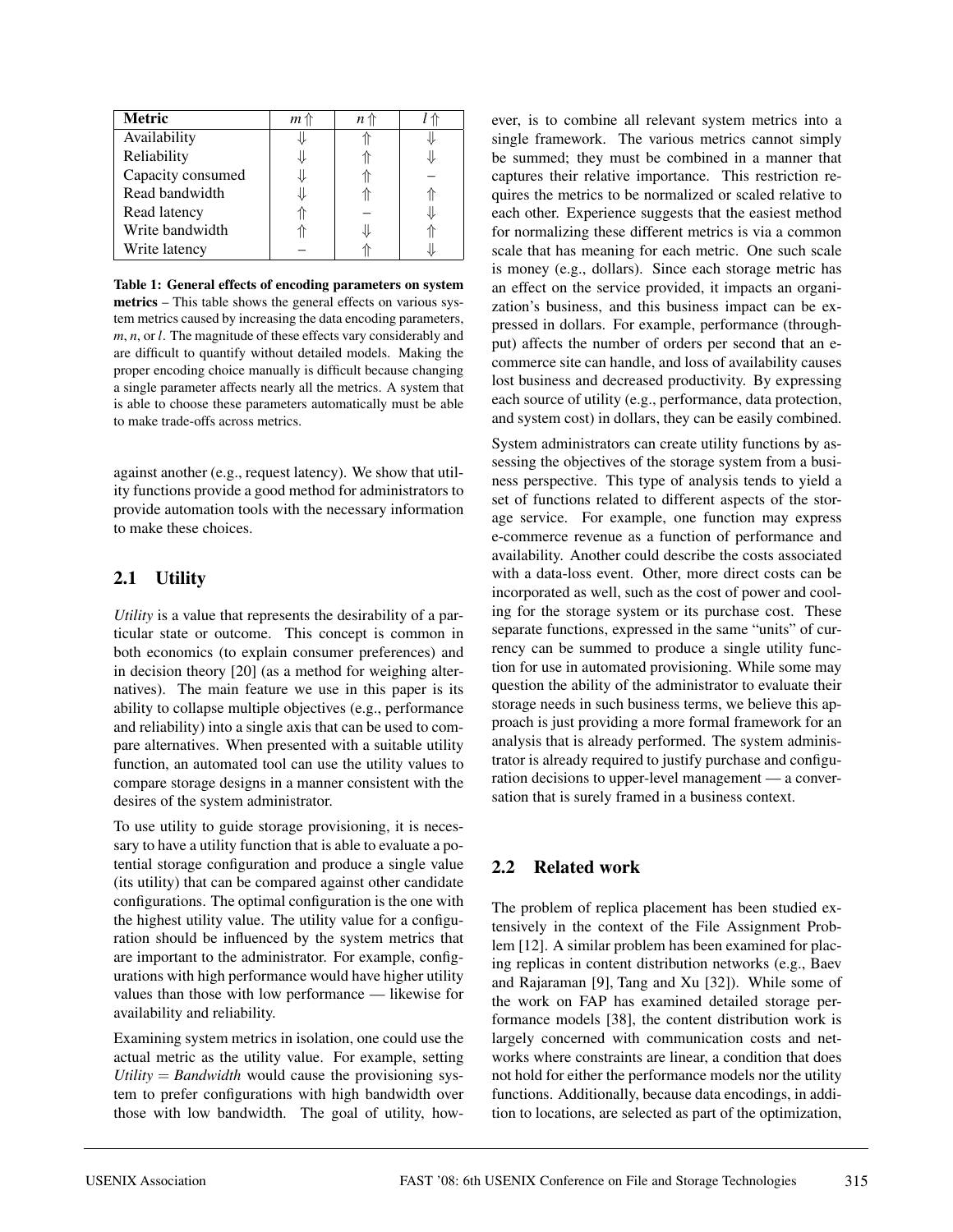| Metric | $m \Uparrow$ | $n \Uparrow$ | $l \Uparrow$ |
|---|---|---|---|
| Availability | $\Downarrow$ | $\Uparrow$ | $\Downarrow$ |
| Reliability | $\Downarrow$ | $\Uparrow$ | $\Downarrow$ |
| Capacity consumed | $\Downarrow$ | $\Uparrow$ | – |
| Read bandwidth | $\Downarrow$ | $\Uparrow$ | $\Uparrow$ |
| Read latency | $\Uparrow$ | – | $\Downarrow$ |
| Write bandwidth | $\Uparrow$ | $\Downarrow$ | $\Uparrow$ |
| Write latency | – | $\Uparrow$ | $\Downarrow$ |

**Table 1: General effects of encoding parameters on system metrics** – This table shows the general effects on various system metrics caused by increasing the data encoding parameters, $m$, $n$, or $l$. The magnitude of these effects vary considerably and are difficult to quantify without detailed models. Making the proper encoding choice manually is difficult because changing a single parameter affects nearly all the metrics. A system that is able to choose these parameters automatically must be able to make trade-offs across metrics.

against another (e.g., request latency). We show that utility functions provide a good method for administrators to provide automation tools with the necessary information to make these choices.

## 2.1 Utility

*Utility* is a value that represents the desirability of a particular state or outcome. This concept is common in both economics (to explain consumer preferences) and in decision theory [20] (as a method for weighing alternatives). The main feature we use in this paper is its ability to collapse multiple objectives (e.g., performance and reliability) into a single axis that can be used to compare alternatives. When presented with a suitable utility function, an automated tool can use the utility values to compare storage designs in a manner consistent with the desires of the system administrator.

To use utility to guide storage provisioning, it is necessary to have a utility function that is able to evaluate a potential storage configuration and produce a single value (its utility) that can be compared against other candidate configurations. The optimal configuration is the one with the highest utility value. The utility value for a configuration should be influenced by the system metrics that are important to the administrator. For example, configurations with high performance would have higher utility values than those with low performance — likewise for availability and reliability.

Examining system metrics in isolation, one could use the actual metric as the utility value. For example, setting *Utility* = *Bandwidth* would cause the provisioning system to prefer configurations with high bandwidth over those with low bandwidth. The goal of utility, however, is to combine all relevant system metrics into a single framework. The various metrics cannot simply be summed; they must be combined in a manner that captures their relative importance. This restriction requires the metrics to be normalized or scaled relative to each other. Experience suggests that the easiest method for normalizing these different metrics is via a common scale that has meaning for each metric. One such scale is money (e.g., dollars). Since each storage metric has an effect on the service provided, it impacts an organization's business, and this business impact can be expressed in dollars. For example, performance (throughput) affects the number of orders per second that an e-commerce site can handle, and loss of availability causes lost business and decreased productivity. By expressing each source of utility (e.g., performance, data protection, and system cost) in dollars, they can be easily combined.

System administrators can create utility functions by assessing the objectives of the storage system from a business perspective. This type of analysis tends to yield a set of functions related to different aspects of the storage service. For example, one function may express e-commerce revenue as a function of performance and availability. Another could describe the costs associated with a data-loss event. Other, more direct costs can be incorporated as well, such as the cost of power and cooling for the storage system or its purchase cost. These separate functions, expressed in the same "units" of currency can be summed to produce a single utility function for use in automated provisioning. While some may question the ability of the administrator to evaluate their storage needs in such business terms, we believe this approach is just providing a more formal framework for an analysis that is already performed. The system administrator is already required to justify purchase and configuration decisions to upper-level management — a conversation that is surely framed in a business context.

## 2.2 Related work

The problem of replica placement has been studied extensively in the context of the File Assignment Problem [12]. A similar problem has been examined for placing replicas in content distribution networks (e.g., Baev and Rajaraman [9], Tang and Xu [32]). While some of the work on FAP has examined detailed storage performance models [38], the content distribution work is largely concerned with communication costs and networks where constraints are linear, a condition that does not hold for either the performance models nor the utility functions. Additionally, because data encodings, in addition to locations, are selected as part of the optimization,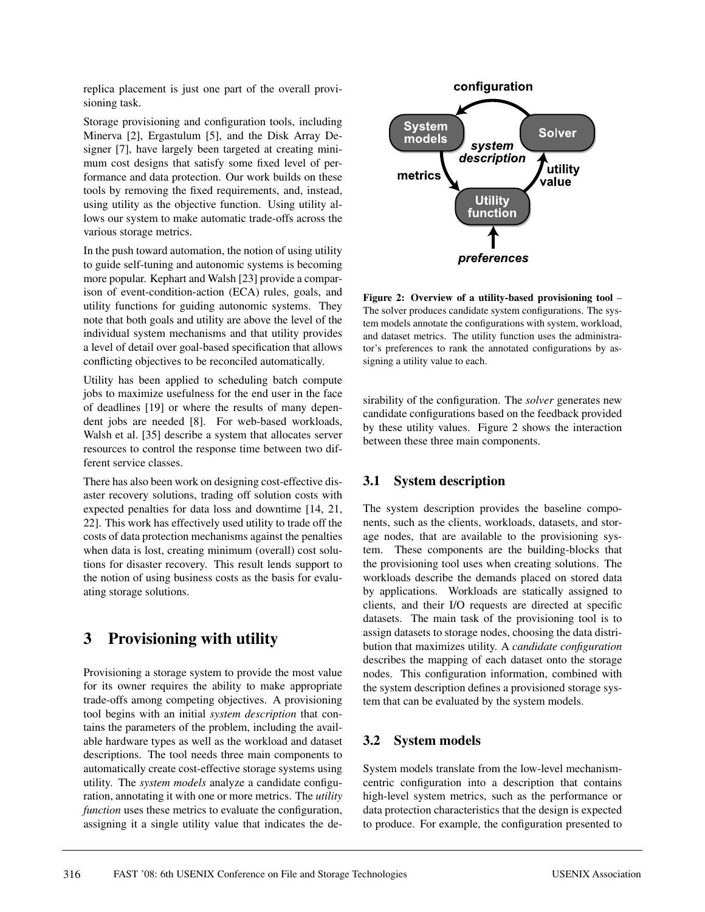replica placement is just one part of the overall provisioning task.

Storage provisioning and configuration tools, including Minerva [2], Ergastulum [5], and the Disk Array Designer [7], have largely been targeted at creating minimum cost designs that satisfy some fixed level of performance and data protection. Our work builds on these tools by removing the fixed requirements, and, instead, using utility as the objective function. Using utility allows our system to make automatic trade-offs across the various storage metrics.

In the push toward automation, the notion of using utility to guide self-tuning and autonomic systems is becoming more popular. Kephart and Walsh [23] provide a comparison of event-condition-action (ECA) rules, goals, and utility functions for guiding autonomic systems. They note that both goals and utility are above the level of the individual system mechanisms and that utility provides a level of detail over goal-based specification that allows conflicting objectives to be reconciled automatically.

Utility has been applied to scheduling batch compute jobs to maximize usefulness for the end user in the face of deadlines [19] or where the results of many dependent jobs are needed [8]. For web-based workloads, Walsh et al. [35] describe a system that allocates server resources to control the response time between two different service classes.

There has also been work on designing cost-effective disaster recovery solutions, trading off solution costs with expected penalties for data loss and downtime [14, 21, 22]. This work has effectively used utility to trade off the costs of data protection mechanisms against the penalties when data is lost, creating minimum (overall) cost solutions for disaster recovery. This result lends support to the notion of using business costs as the basis for evaluating storage solutions.

# 3 Provisioning with utility

Provisioning a storage system to provide the most value for its owner requires the ability to make appropriate trade-offs among competing objectives. A provisioning tool begins with an initial *system description* that contains the parameters of the problem, including the available hardware types as well as the workload and dataset descriptions. The tool needs three main components to automatically create cost-effective storage systems using utility. The *system models* analyze a candidate configuration, annotating it with one or more metrics. The *utility function* uses these metrics to evaluate the configuration, assigning it a single utility value that indicates the desirability of the configuration. The *solver* generates new candidate configurations based on the feedback provided by these utility values. Figure 2 shows the interaction between these three main components.

**Figure 2: Overview of a utility-based provisioning tool** – The solver produces candidate system configurations. The system models annotate the configurations with system, workload, and dataset metrics. The utility function uses the administrator's preferences to rank the annotated configurations by assigning a utility value to each.

## 3.1 System description

The system description provides the baseline components, such as the clients, workloads, datasets, and storage nodes, that are available to the provisioning system. These components are the building-blocks that the provisioning tool uses when creating solutions. The workloads describe the demands placed on stored data by applications. Workloads are statically assigned to clients, and their I/O requests are directed at specific datasets. The main task of the provisioning tool is to assign datasets to storage nodes, choosing the data distribution that maximizes utility. A *candidate configuration* describes the mapping of each dataset onto the storage nodes. This configuration information, combined with the system description defines a provisioned storage system that can be evaluated by the system models.

## 3.2 System models

System models translate from the low-level mechanism-centric configuration into a description that contains high-level system metrics, such as the performance or data protection characteristics that the design is expected to produce. For example, the configuration presented to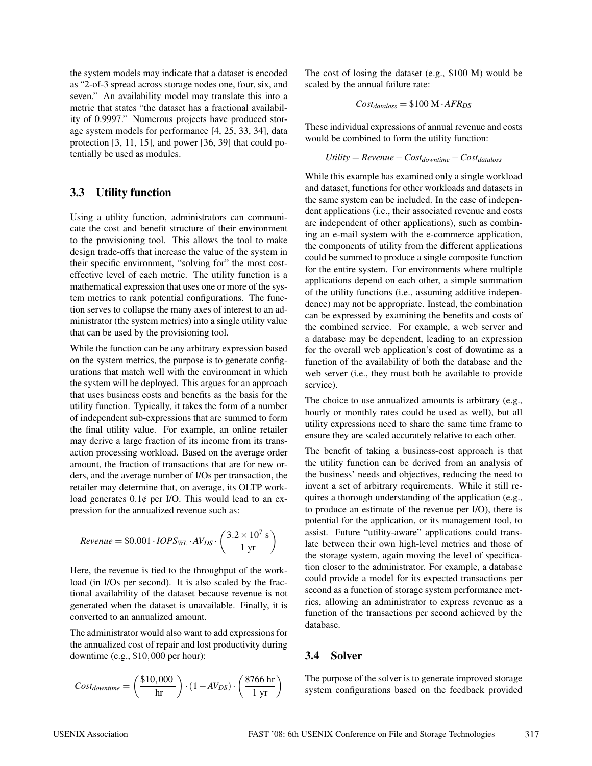the system models may indicate that a dataset is encoded as "2-of-3 spread across storage nodes one, four, six, and seven." An availability model may translate this into a metric that states "the dataset has a fractional availability of 0.9997." Numerous projects have produced storage system models for performance [4, 25, 33, 34], data protection [3, 11, 15], and power [36, 39] that could potentially be used as modules.

### 3.3 Utility function

Using a utility function, administrators can communicate the cost and benefit structure of their environment to the provisioning tool. This allows the tool to make design trade-offs that increase the value of the system in their specific environment, "solving for" the most cost-effective level of each metric. The utility function is a mathematical expression that uses one or more of the system metrics to rank potential configurations. The function serves to collapse the many axes of interest to an administrator (the system metrics) into a single utility value that can be used by the provisioning tool.

While the function can be any arbitrary expression based on the system metrics, the purpose is to generate configurations that match well with the environment in which the system will be deployed. This argues for an approach that uses business costs and benefits as the basis for the utility function. Typically, it takes the form of a number of independent sub-expressions that are summed to form the final utility value. For example, an online retailer may derive a large fraction of its income from its transaction processing workload. Based on the average order amount, the fraction of transactions that are for new orders, and the average number of I/Os per transaction, the retailer may determine that, on average, its OLTP workload generates 0.1¢ per I/O. This would lead to an expression for the annualized revenue such as:

$$Revenue = \$0.001 \cdot IOPS_{WL} \cdot AV_{DS} \cdot \left(\frac{3.2 \times 10^7 \text{ s}}{1 \text{ yr}}\right)$$

Here, the revenue is tied to the throughput of the workload (in I/Os per second). It is also scaled by the fractional availability of the dataset because revenue is not generated when the dataset is unavailable. Finally, it is converted to an annualized amount.

The administrator would also want to add expressions for the annualized cost of repair and lost productivity during downtime (e.g., $10,000 per hour):

$$Cost_{downtime} = \left(\frac{\$10,000}{\text{hr}}\right) \cdot (1 - AV_{DS}) \cdot \left(\frac{8766 \text{ hr}}{1 \text{ yr}}\right)$$

The cost of losing the dataset (e.g., $100 M) would be scaled by the annual failure rate:

$$Cost_{dataloss} = \$100 \text{ M} \cdot AFR_{DS}$$

These individual expressions of annual revenue and costs would be combined to form the utility function:

$$Utility = Revenue - Cost_{downtime} - Cost_{dataloss}$$

While this example has examined only a single workload and dataset, functions for other workloads and datasets in the same system can be included. In the case of independent applications (i.e., their associated revenue and costs are independent of other applications), such as combining an e-mail system with the e-commerce application, the components of utility from the different applications could be summed to produce a single composite function for the entire system. For environments where multiple applications depend on each other, a simple summation of the utility functions (i.e., assuming additive independence) may not be appropriate. Instead, the combination can be expressed by examining the benefits and costs of the combined service. For example, a web server and a database may be dependent, leading to an expression for the overall web application's cost of downtime as a function of the availability of both the database and the web server (i.e., they must both be available to provide service).

The choice to use annualized amounts is arbitrary (e.g., hourly or monthly rates could be used as well), but all utility expressions need to share the same time frame to ensure they are scaled accurately relative to each other.

The benefit of taking a business-cost approach is that the utility function can be derived from an analysis of the business' needs and objectives, reducing the need to invent a set of arbitrary requirements. While it still requires a thorough understanding of the application (e.g., to produce an estimate of the revenue per I/O), there is potential for the application, or its management tool, to assist. Future "utility-aware" applications could translate between their own high-level metrics and those of the storage system, again moving the level of specification closer to the administrator. For example, a database could provide a model for its expected transactions per second as a function of storage system performance metrics, allowing an administrator to express revenue as a function of the transactions per second achieved by the database.

### 3.4 Solver

The purpose of the solver is to generate improved storage system configurations based on the feedback provided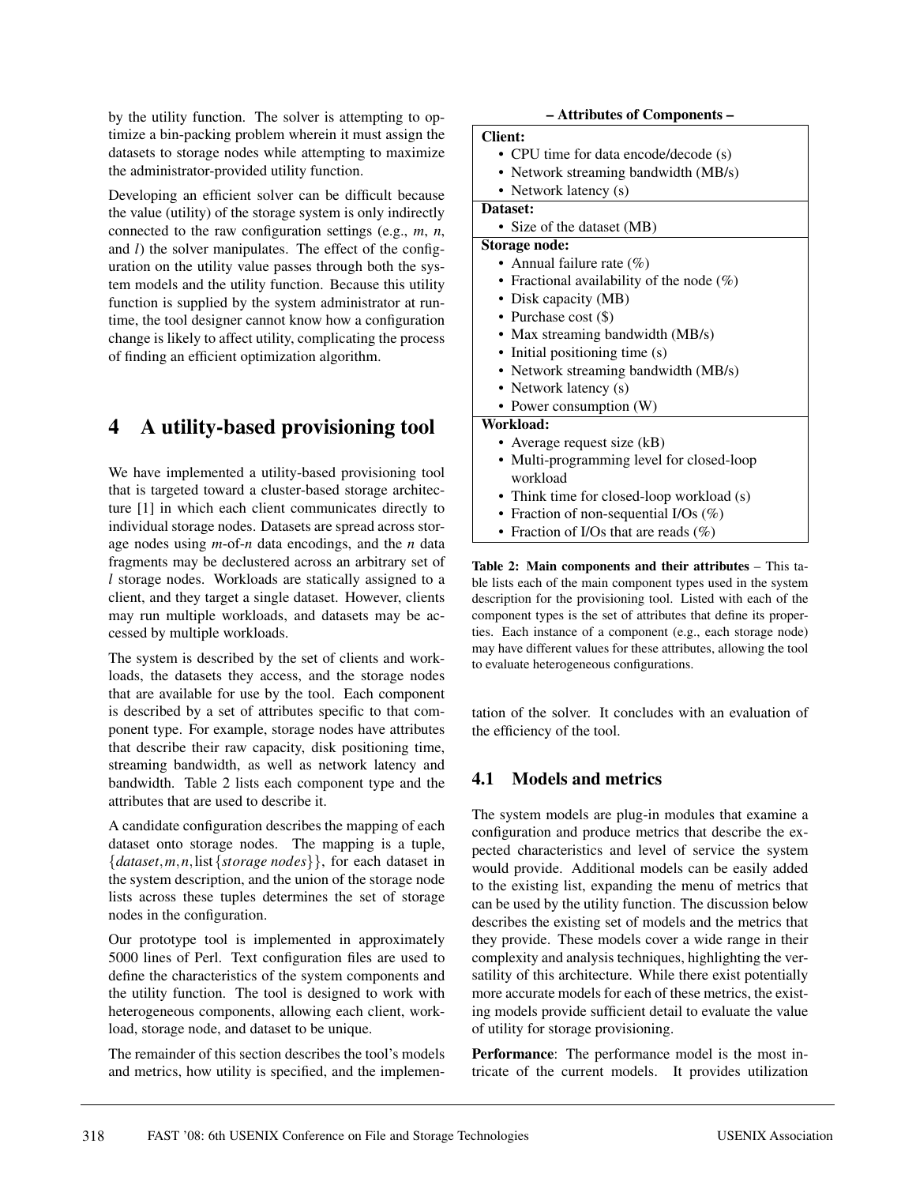by the utility function. The solver is attempting to optimize a bin-packing problem wherein it must assign the datasets to storage nodes while attempting to maximize the administrator-provided utility function.

Developing an efficient solver can be difficult because the value (utility) of the storage system is only indirectly connected to the raw configuration settings (e.g., $m$, $n$, and $l$) the solver manipulates. The effect of the configuration on the utility value passes through both the system models and the utility function. Because this utility function is supplied by the system administrator at runtime, the tool designer cannot know how a configuration change is likely to affect utility, complicating the process of finding an efficient optimization algorithm.

# 4 A utility-based provisioning tool

We have implemented a utility-based provisioning tool that is targeted toward a cluster-based storage architecture [1] in which each client communicates directly to individual storage nodes. Datasets are spread across storage nodes using $m$-of-$n$ data encodings, and the $n$ data fragments may be declustered across an arbitrary set of $l$ storage nodes. Workloads are statically assigned to a client, and they target a single dataset. However, clients may run multiple workloads, and datasets may be accessed by multiple workloads.

The system is described by the set of clients and workloads, the datasets they access, and the storage nodes that are available for use by the tool. Each component is described by a set of attributes specific to that component type. For example, storage nodes have attributes that describe their raw capacity, disk positioning time, streaming bandwidth, as well as network latency and bandwidth. Table 2 lists each component type and the attributes that are used to describe it.

A candidate configuration describes the mapping of each dataset onto storage nodes. The mapping is a tuple, $\{dataset, m, n, \text{list}\{storage\ nodes\}\}$, for each dataset in the system description, and the union of the storage node lists across these tuples determines the set of storage nodes in the configuration.

Our prototype tool is implemented in approximately 5000 lines of Perl. Text configuration files are used to define the characteristics of the system components and the utility function. The tool is designed to work with heterogeneous components, allowing each client, workload, storage node, and dataset to be unique.

The remainder of this section describes the tool's models and metrics, how utility is specified, and the implementation of the solver. It concludes with an evaluation of the efficiency of the tool.

**– Attributes of Components –**

| |
|---|
| **Client:** |
| • CPU time for data encode/decode (s) |
| • Network streaming bandwidth (MB/s) |
| • Network latency (s) |
| **Dataset:** |
| • Size of the dataset (MB) |
| **Storage node:** |
| • Annual failure rate (%) |
| • Fractional availability of the node (%) |
| • Disk capacity (MB) |
| • Purchase cost ($) |
| • Max streaming bandwidth (MB/s) |
| • Initial positioning time (s) |
| • Network streaming bandwidth (MB/s) |
| • Network latency (s) |
| • Power consumption (W) |
| **Workload:** |
| • Average request size (kB) |
| • Multi-programming level for closed-loop workload |
| • Think time for closed-loop workload (s) |
| • Fraction of non-sequential I/Os (%) |
| • Fraction of I/Os that are reads (%) |

**Table 2: Main components and their attributes** – This table lists each of the main component types used in the system description for the provisioning tool. Listed with each of the component types is the set of attributes that define its properties. Each instance of a component (e.g., each storage node) may have different values for these attributes, allowing the tool to evaluate heterogeneous configurations.

## 4.1 Models and metrics

The system models are plug-in modules that examine a configuration and produce metrics that describe the expected characteristics and level of service the system would provide. Additional models can be easily added to the existing list, expanding the menu of metrics that can be used by the utility function. The discussion below describes the existing set of models and the metrics that they provide. These models cover a wide range in their complexity and analysis techniques, highlighting the versatility of this architecture. While there exist potentially more accurate models for each of these metrics, the existing models provide sufficient detail to evaluate the value of utility for storage provisioning.

**Performance**: The performance model is the most intricate of the current models. It provides utilization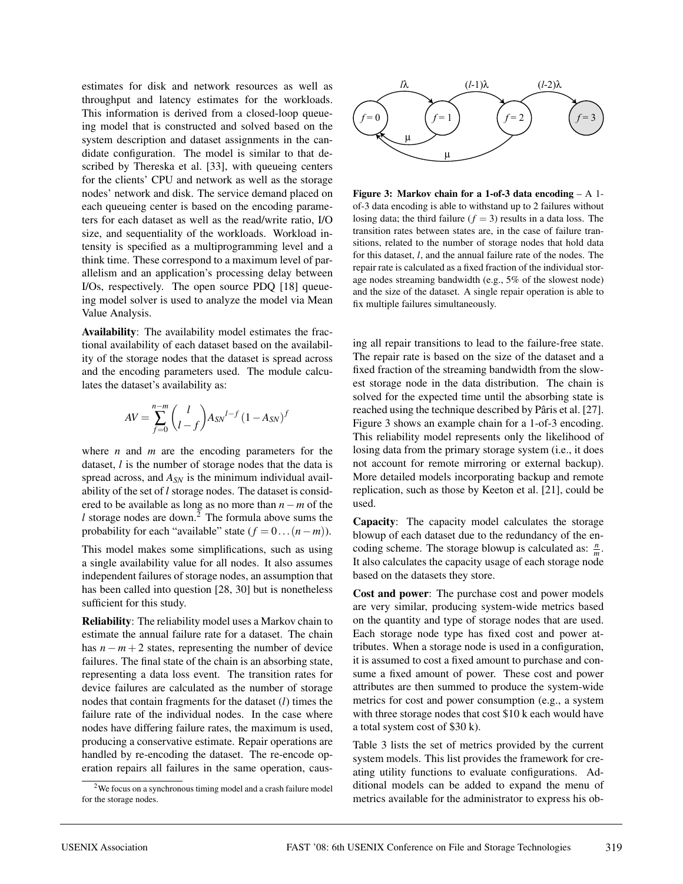estimates for disk and network resources as well as throughput and latency estimates for the workloads. This information is derived from a closed-loop queueing model that is constructed and solved based on the system description and dataset assignments in the candidate configuration. The model is similar to that described by Thereska et al. [33], with queueing centers for the clients' CPU and network as well as the storage nodes' network and disk. The service demand placed on each queueing center is based on the encoding parameters for each dataset as well as the read/write ratio, I/O size, and sequentiality of the workloads. Workload intensity is specified as a multiprogramming level and a think time. These correspond to a maximum level of parallelism and an application's processing delay between I/Os, respectively. The open source PDQ [18] queueing model solver is used to analyze the model via Mean Value Analysis.

**Availability**: The availability model estimates the fractional availability of each dataset based on the availability of the storage nodes that the dataset is spread across and the encoding parameters used. The module calculates the dataset's availability as:

$$AV = \sum_{f=0}^{n-m} \binom{l}{l-f} A_{SN}{}^{l-f} (1 - A_{SN})^{f}$$

where $n$ and $m$ are the encoding parameters for the dataset, $l$ is the number of storage nodes that the data is spread across, and $A_{SN}$ is the minimum individual availability of the set of $l$ storage nodes. The dataset is considered to be available as long as no more than $n-m$ of the $l$ storage nodes are down.[2] The formula above sums the probability for each "available" state ($f = 0 \ldots (n-m)$).

This model makes some simplifications, such as using a single availability value for all nodes. It also assumes independent failures of storage nodes, an assumption that has been called into question [28, 30] but is nonetheless sufficient for this study.

**Reliability**: The reliability model uses a Markov chain to estimate the annual failure rate for a dataset. The chain has $n-m+2$ states, representing the number of device failures. The final state of the chain is an absorbing state, representing a data loss event. The transition rates for device failures are calculated as the number of storage nodes that contain fragments for the dataset ($l$) times the failure rate of the individual nodes. In the case where nodes have differing failure rates, the maximum is used, producing a conservative estimate. Repair operations are handled by re-encoding the dataset. The re-encode operation repairs all failures in the same operation, causing all repair transitions to lead to the failure-free state. The repair rate is based on the size of the dataset and a fixed fraction of the streaming bandwidth from the slowest storage node in the data distribution. The chain is solved for the expected time until the absorbing state is reached using the technique described by Pâris et al. [27]. Figure 3 shows an example chain for a 1-of-3 encoding. This reliability model represents only the likelihood of losing data from the primary storage system (i.e., it does not account for remote mirroring or external backup). More detailed models incorporating backup and remote replication, such as those by Keeton et al. [21], could be used.

**Figure 3: Markov chain for a 1-of-3 data encoding** – A 1-of-3 data encoding is able to withstand up to 2 failures without losing data; the third failure ($f = 3$) results in a data loss. The transition rates between states are, in the case of failure transitions, related to the number of storage nodes that hold data for this dataset, $l$, and the annual failure rate of the nodes. The repair rate is calculated as a fixed fraction of the individual storage nodes streaming bandwidth (e.g., 5% of the slowest node) and the size of the dataset. A single repair operation is able to fix multiple failures simultaneously.

**Capacity**: The capacity model calculates the storage blowup of each dataset due to the redundancy of the encoding scheme. The storage blowup is calculated as: $\frac{n}{m}$. It also calculates the capacity usage of each storage node based on the datasets they store.

**Cost and power**: The purchase cost and power models are very similar, producing system-wide metrics based on the quantity and type of storage nodes that are used. Each storage node type has fixed cost and power attributes. When a storage node is used in a configuration, it is assumed to cost a fixed amount to purchase and consume a fixed amount of power. These cost and power attributes are then summed to produce the system-wide metrics for cost and power consumption (e.g., a system with three storage nodes that cost \$10 k each would have a total system cost of \$30 k).

Table 3 lists the set of metrics provided by the current system models. This list provides the framework for creating utility functions to evaluate configurations. Additional models can be added to expand the menu of metrics available for the administrator to express his ob-

[2] We focus on a synchronous timing model and a crash failure model for the storage nodes.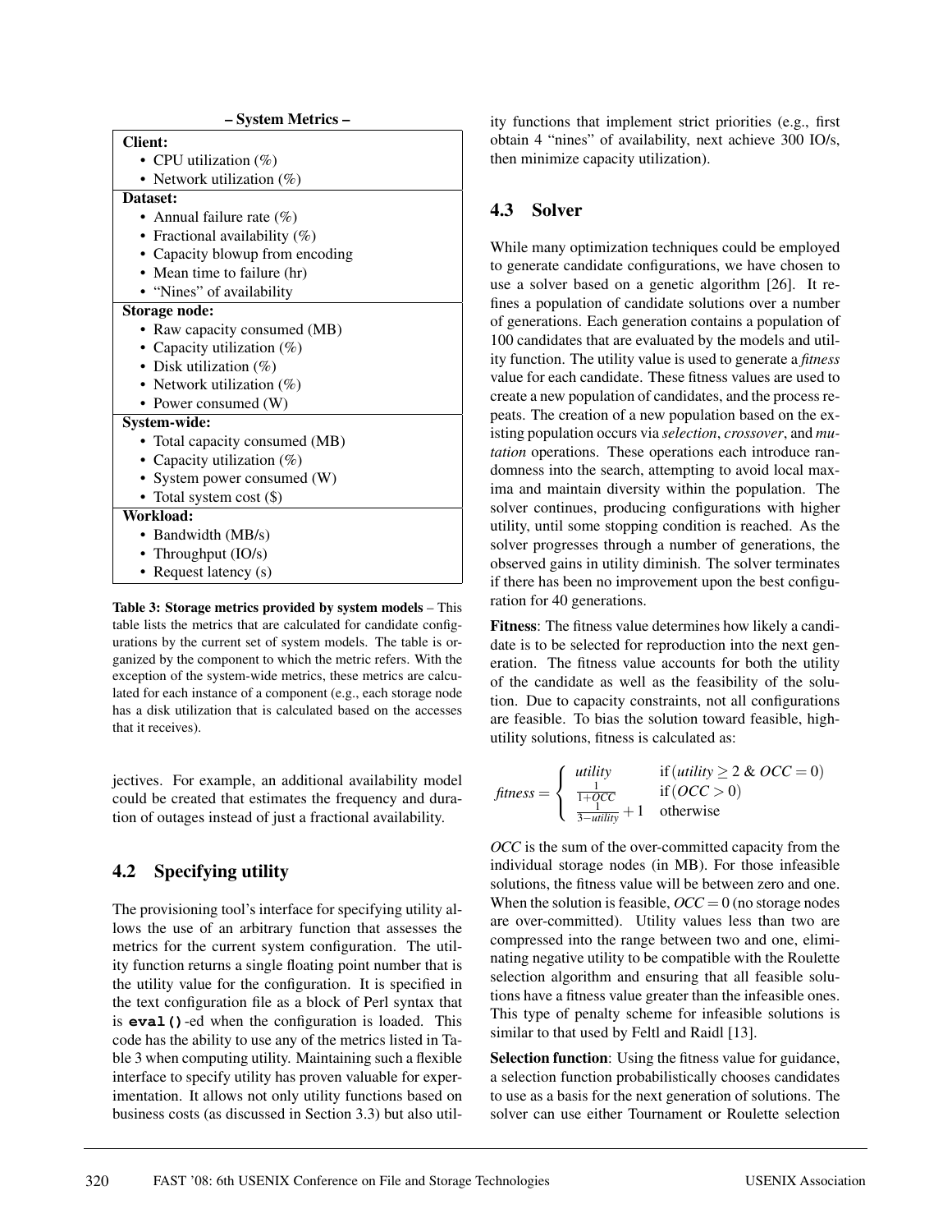**– System Metrics –**

| Component | Metrics |
|---|---|
| **Client:** | • CPU utilization (%) |
| | • Network utilization (%) |
| **Dataset:** | • Annual failure rate (%) |
| | • Fractional availability (%) |
| | • Capacity blowup from encoding |
| | • Mean time to failure (hr) |
| | • "Nines" of availability |
| **Storage node:** | • Raw capacity consumed (MB) |
| | • Capacity utilization (%) |
| | • Disk utilization (%) |
| | • Network utilization (%) |
| | • Power consumed (W) |
| **System-wide:** | • Total capacity consumed (MB) |
| | • Capacity utilization (%) |
| | • System power consumed (W) |
| | • Total system cost ($) |
| **Workload:** | • Bandwidth (MB/s) |
| | • Throughput (IO/s) |
| | • Request latency (s) |

**Table 3: Storage metrics provided by system models** – This table lists the metrics that are calculated for candidate configurations by the current set of system models. The table is organized by the component to which the metric refers. With the exception of the system-wide metrics, these metrics are calculated for each instance of a component (e.g., each storage node has a disk utilization that is calculated based on the accesses that it receives).

jectives. For example, an additional availability model could be created that estimates the frequency and duration of outages instead of just a fractional availability.

## 4.2 Specifying utility

The provisioning tool's interface for specifying utility allows the use of an arbitrary function that assesses the metrics for the current system configuration. The utility function returns a single floating point number that is the utility value for the configuration. It is specified in the text configuration file as a block of Perl syntax that is **`eval()`**-ed when the configuration is loaded. This code has the ability to use any of the metrics listed in Table 3 when computing utility. Maintaining such a flexible interface to specify utility has proven valuable for experimentation. It allows not only utility functions based on business costs (as discussed in Section 3.3) but also utility functions that implement strict priorities (e.g., first obtain 4 "nines" of availability, next achieve 300 IO/s, then minimize capacity utilization).

## 4.3 Solver

While many optimization techniques could be employed to generate candidate configurations, we have chosen to use a solver based on a genetic algorithm [26]. It refines a population of candidate solutions over a number of generations. Each generation contains a population of 100 candidates that are evaluated by the models and utility function. The utility value is used to generate a *fitness* value for each candidate. These fitness values are used to create a new population of candidates, and the process repeats. The creation of a new population based on the existing population occurs via *selection*, *crossover*, and *mutation* operations. These operations each introduce randomness into the search, attempting to avoid local maxima and maintain diversity within the population. The solver continues, producing configurations with higher utility, until some stopping condition is reached. As the solver progresses through a number of generations, the observed gains in utility diminish. The solver terminates if there has been no improvement upon the best configuration for 40 generations.

**Fitness**: The fitness value determines how likely a candidate is to be selected for reproduction into the next generation. The fitness value accounts for both the utility of the candidate as well as the feasibility of the solution. Due to capacity constraints, not all configurations are feasible. To bias the solution toward feasible, high-utility solutions, fitness is calculated as:

$$fitness = \begin{cases} utility & \text{if}\,(utility \geq 2 \;\&\; OCC = 0) \\ \frac{1}{1+OCC} & \text{if}\,(OCC > 0) \\ \frac{1}{3-utility} + 1 & \text{otherwise} \end{cases}$$

*OCC* is the sum of the over-committed capacity from the individual storage nodes (in MB). For those infeasible solutions, the fitness value will be between zero and one. When the solution is feasible, $OCC = 0$ (no storage nodes are over-committed). Utility values less than two are compressed into the range between two and one, eliminating negative utility to be compatible with the Roulette selection algorithm and ensuring that all feasible solutions have a fitness value greater than the infeasible ones. This type of penalty scheme for infeasible solutions is similar to that used by Feltl and Raidl [13].

**Selection function**: Using the fitness value for guidance, a selection function probabilistically chooses candidates to use as a basis for the next generation of solutions. The solver can use either Tournament or Roulette selection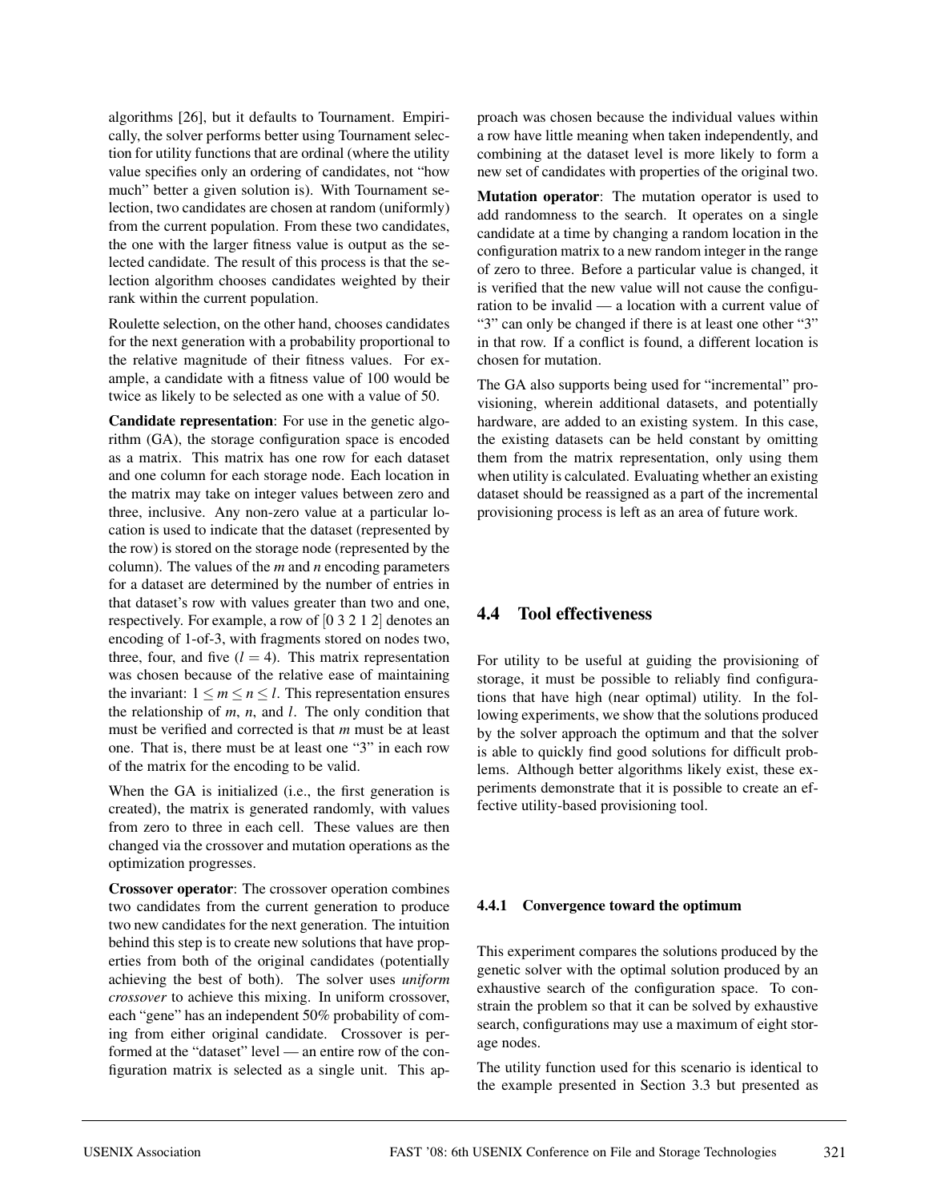algorithms [26], but it defaults to Tournament. Empirically, the solver performs better using Tournament selection for utility functions that are ordinal (where the utility value specifies only an ordering of candidates, not "how much" better a given solution is). With Tournament selection, two candidates are chosen at random (uniformly) from the current population. From these two candidates, the one with the larger fitness value is output as the selected candidate. The result of this process is that the selection algorithm chooses candidates weighted by their rank within the current population.

Roulette selection, on the other hand, chooses candidates for the next generation with a probability proportional to the relative magnitude of their fitness values. For example, a candidate with a fitness value of 100 would be twice as likely to be selected as one with a value of 50.

**Candidate representation**: For use in the genetic algorithm (GA), the storage configuration space is encoded as a matrix. This matrix has one row for each dataset and one column for each storage node. Each location in the matrix may take on integer values between zero and three, inclusive. Any non-zero value at a particular location is used to indicate that the dataset (represented by the row) is stored on the storage node (represented by the column). The values of the $m$ and $n$ encoding parameters for a dataset are determined by the number of entries in that dataset's row with values greater than two and one, respectively. For example, a row of [0 3 2 1 2] denotes an encoding of 1-of-3, with fragments stored on nodes two, three, four, and five ($l = 4$). This matrix representation was chosen because of the relative ease of maintaining the invariant: $1 \leq m \leq n \leq l$. This representation ensures the relationship of $m$, $n$, and $l$. The only condition that must be verified and corrected is that $m$ must be at least one. That is, there must be at least one "3" in each row of the matrix for the encoding to be valid.

When the GA is initialized (i.e., the first generation is created), the matrix is generated randomly, with values from zero to three in each cell. These values are then changed via the crossover and mutation operations as the optimization progresses.

**Crossover operator**: The crossover operation combines two candidates from the current generation to produce two new candidates for the next generation. The intuition behind this step is to create new solutions that have properties from both of the original candidates (potentially achieving the best of both). The solver uses *uniform crossover* to achieve this mixing. In uniform crossover, each "gene" has an independent 50% probability of coming from either original candidate. Crossover is performed at the "dataset" level — an entire row of the configuration matrix is selected as a single unit. This approach was chosen because the individual values within a row have little meaning when taken independently, and combining at the dataset level is more likely to form a new set of candidates with properties of the original two.

**Mutation operator**: The mutation operator is used to add randomness to the search. It operates on a single candidate at a time by changing a random location in the configuration matrix to a new random integer in the range of zero to three. Before a particular value is changed, it is verified that the new value will not cause the configuration to be invalid — a location with a current value of "3" can only be changed if there is at least one other "3" in that row. If a conflict is found, a different location is chosen for mutation.

The GA also supports being used for "incremental" provisioning, wherein additional datasets, and potentially hardware, are added to an existing system. In this case, the existing datasets can be held constant by omitting them from the matrix representation, only using them when utility is calculated. Evaluating whether an existing dataset should be reassigned as a part of the incremental provisioning process is left as an area of future work.

## 4.4 Tool effectiveness

For utility to be useful at guiding the provisioning of storage, it must be possible to reliably find configurations that have high (near optimal) utility. In the following experiments, we show that the solutions produced by the solver approach the optimum and that the solver is able to quickly find good solutions for difficult problems. Although better algorithms likely exist, these experiments demonstrate that it is possible to create an effective utility-based provisioning tool.

### 4.4.1 Convergence toward the optimum

This experiment compares the solutions produced by the genetic solver with the optimal solution produced by an exhaustive search of the configuration space. To constrain the problem so that it can be solved by exhaustive search, configurations may use a maximum of eight storage nodes.

The utility function used for this scenario is identical to the example presented in Section 3.3 but presented as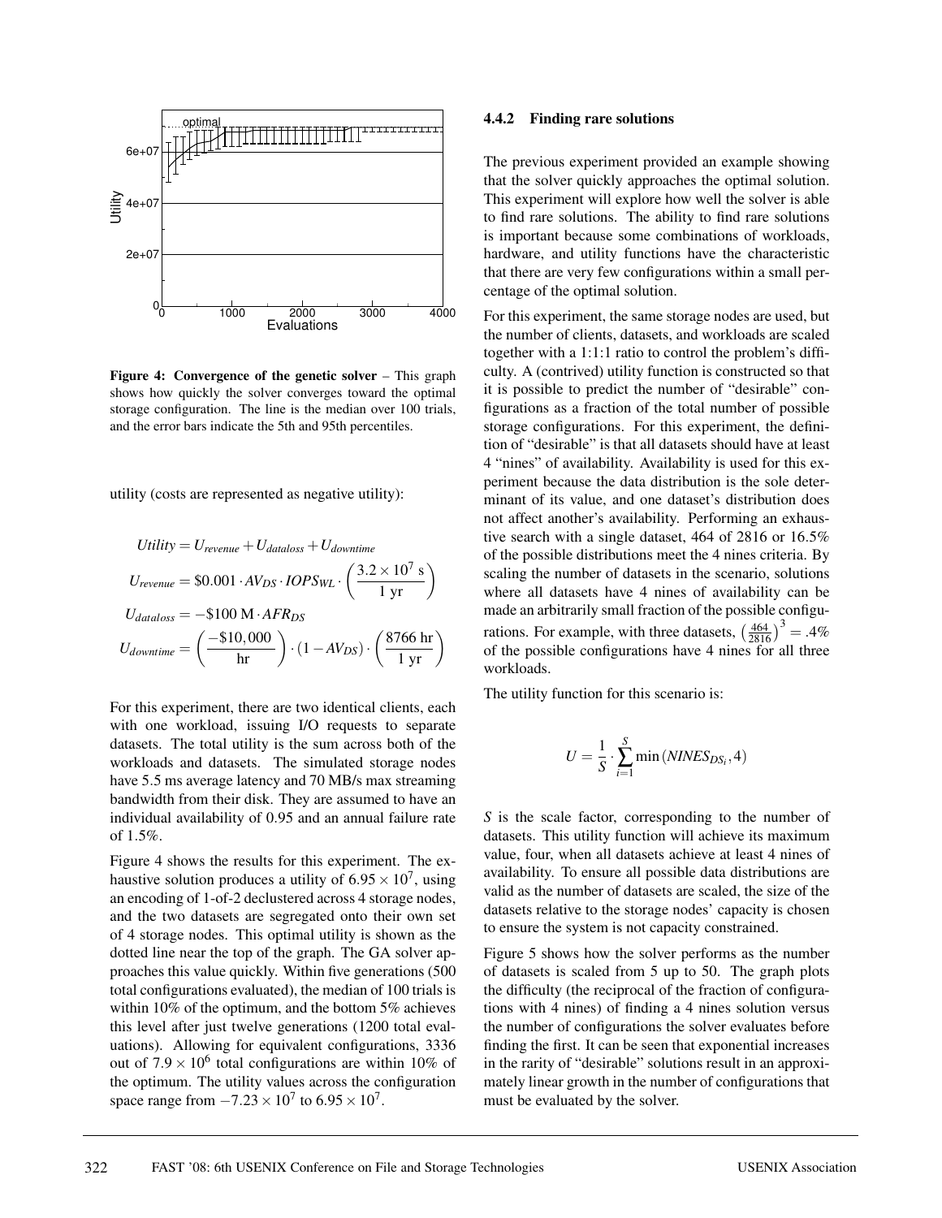**Figure 4: Convergence of the genetic solver** – This graph shows how quickly the solver converges toward the optimal storage configuration. The line is the median over 100 trials, and the error bars indicate the 5th and 95th percentiles.

utility (costs are represented as negative utility):

$$Utility = U_{revenue} + U_{dataloss} + U_{downtime}$$

$$U_{revenue} = \$0.001 \cdot AV_{DS} \cdot IOPS_{WL} \cdot \left(\frac{3.2 \times 10^7 \text{ s}}{1 \text{ yr}}\right)$$

$$U_{dataloss} = -\$100\text{ M} \cdot AFR_{DS}$$

$$U_{downtime} = \left(\frac{-\$10,000}{\text{hr}}\right) \cdot (1 - AV_{DS}) \cdot \left(\frac{8766 \text{ hr}}{1 \text{ yr}}\right)$$

For this experiment, there are two identical clients, each with one workload, issuing I/O requests to separate datasets. The total utility is the sum across both of the workloads and datasets. The simulated storage nodes have 5.5 ms average latency and 70 MB/s max streaming bandwidth from their disk. They are assumed to have an individual availability of 0.95 and an annual failure rate of 1.5%.

Figure 4 shows the results for this experiment. The exhaustive solution produces a utility of $6.95 \times 10^7$, using an encoding of 1-of-2 declustered across 4 storage nodes, and the two datasets are segregated onto their own set of 4 storage nodes. This optimal utility is shown as the dotted line near the top of the graph. The GA solver approaches this value quickly. Within five generations (500 total configurations evaluated), the median of 100 trials is within 10% of the optimum, and the bottom 5% achieves this level after just twelve generations (1200 total evaluations). Allowing for equivalent configurations, 3336 out of $7.9 \times 10^6$ total configurations are within 10% of the optimum. The utility values across the configuration space range from $-7.23 \times 10^7$ to $6.95 \times 10^7$.

### 4.4.2 Finding rare solutions

The previous experiment provided an example showing that the solver quickly approaches the optimal solution. This experiment will explore how well the solver is able to find rare solutions. The ability to find rare solutions is important because some combinations of workloads, hardware, and utility functions have the characteristic that there are very few configurations within a small percentage of the optimal solution.

For this experiment, the same storage nodes are used, but the number of clients, datasets, and workloads are scaled together with a 1:1:1 ratio to control the problem's difficulty. A (contrived) utility function is constructed so that it is possible to predict the number of "desirable" configurations as a fraction of the total number of possible storage configurations. For this experiment, the definition of "desirable" is that all datasets should have at least 4 "nines" of availability. Availability is used for this experiment because the data distribution is the sole determinant of its value, and one dataset's distribution does not affect another's availability. Performing an exhaustive search with a single dataset, 464 of 2816 or 16.5% of the possible distributions meet the 4 nines criteria. By scaling the number of datasets in the scenario, solutions where all datasets have 4 nines of availability can be made an arbitrarily small fraction of the possible configurations. For example, with three datasets, $\left(\frac{464}{2816}\right)^3 = .4\%$ of the possible configurations have 4 nines for all three workloads.

The utility function for this scenario is:

$$U = \frac{1}{S} \cdot \sum_{i=1}^{S} \min\left(NINES_{DS_i}, 4\right)$$

$S$ is the scale factor, corresponding to the number of datasets. This utility function will achieve its maximum value, four, when all datasets achieve at least 4 nines of availability. To ensure all possible data distributions are valid as the number of datasets are scaled, the size of the datasets relative to the storage nodes' capacity is chosen to ensure the system is not capacity constrained.

Figure 5 shows how the solver performs as the number of datasets is scaled from 5 up to 50. The graph plots the difficulty (the reciprocal of the fraction of configurations with 4 nines) of finding a 4 nines solution versus the number of configurations the solver evaluates before finding the first. It can be seen that exponential increases in the rarity of "desirable" solutions result in an approximately linear growth in the number of configurations that must be evaluated by the solver.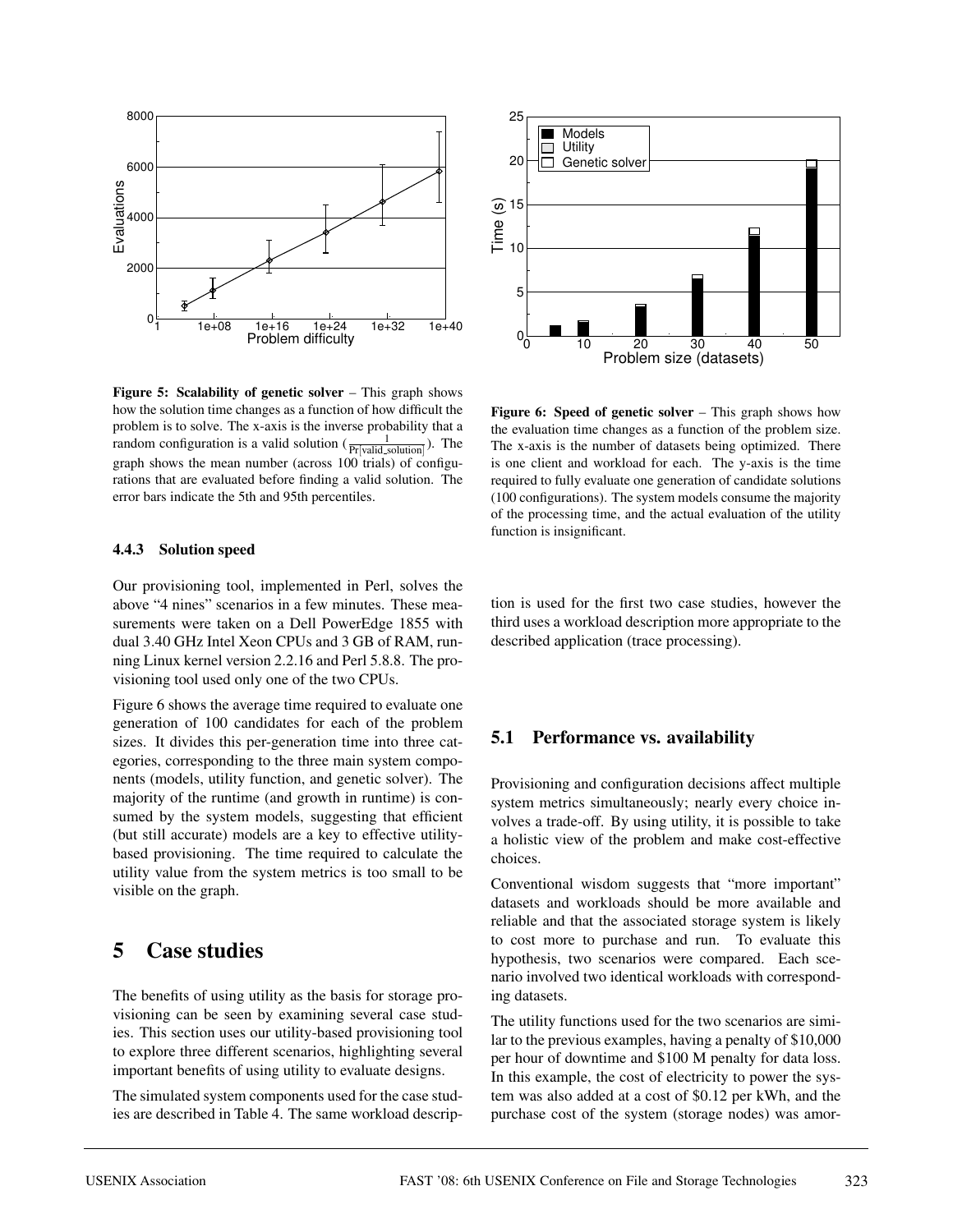**Figure 5: Scalability of genetic solver** – This graph shows how the solution time changes as a function of how difficult the problem is to solve. The x-axis is the inverse probability that a random configuration is a valid solution ($\frac{1}{\Pr[\text{valid\_solution}]}$). The graph shows the mean number (across 100 trials) of configurations that are evaluated before finding a valid solution. The error bars indicate the 5th and 95th percentiles.

**Figure 6: Speed of genetic solver** – This graph shows how the evaluation time changes as a function of the problem size. The x-axis is the number of datasets being optimized. There is one client and workload for each. The y-axis is the time required to fully evaluate one generation of candidate solutions (100 configurations). The system models consume the majority of the processing time, and the actual evaluation of the utility function is insignificant.

### 4.4.3 Solution speed

Our provisioning tool, implemented in Perl, solves the above "4 nines" scenarios in a few minutes. These measurements were taken on a Dell PowerEdge 1855 with dual 3.40 GHz Intel Xeon CPUs and 3 GB of RAM, running Linux kernel version 2.2.16 and Perl 5.8.8. The provisioning tool used only one of the two CPUs.

Figure 6 shows the average time required to evaluate one generation of 100 candidates for each of the problem sizes. It divides this per-generation time into three categories, corresponding to the three main system components (models, utility function, and genetic solver). The majority of the runtime (and growth in runtime) is consumed by the system models, suggesting that efficient (but still accurate) models are a key to effective utility-based provisioning. The time required to calculate the utility value from the system metrics is too small to be visible on the graph.

## 5 Case studies

The benefits of using utility as the basis for storage provisioning can be seen by examining several case studies. This section uses our utility-based provisioning tool to explore three different scenarios, highlighting several important benefits of using utility to evaluate designs.

The simulated system components used for the case studies are described in Table 4. The same workload description is used for the first two case studies, however the third uses a workload description more appropriate to the described application (trace processing).

### 5.1 Performance vs. availability

Provisioning and configuration decisions affect multiple system metrics simultaneously; nearly every choice involves a trade-off. By using utility, it is possible to take a holistic view of the problem and make cost-effective choices.

Conventional wisdom suggests that "more important" datasets and workloads should be more available and reliable and that the associated storage system is likely to cost more to purchase and run. To evaluate this hypothesis, two scenarios were compared. Each scenario involved two identical workloads with corresponding datasets.

The utility functions used for the two scenarios are similar to the previous examples, having a penalty of \$10,000 per hour of downtime and \$100 M penalty for data loss. In this example, the cost of electricity to power the system was also added at a cost of \$0.12 per kWh, and the purchase cost of the system (storage nodes) was amor-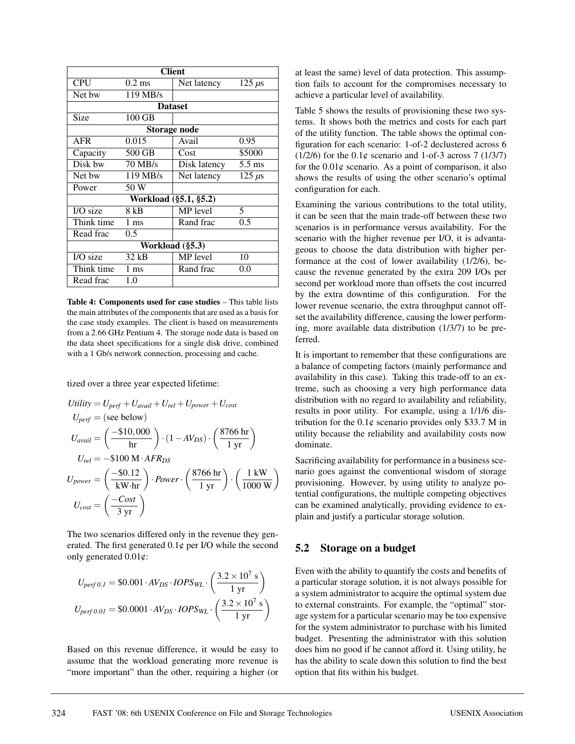| Client | | | |
|---|---|---|---|
| CPU | 0.2 ms | Net latency | 125 $\mu$s |
| Net bw | 119 MB/s | | |
| **Dataset** | | | |
| Size | 100 GB | | |
| **Storage node** | | | |
| AFR | 0.015 | Avail | 0.95 |
| Capacity | 500 GB | Cost | \$5000 |
| Disk bw | 70 MB/s | Disk latency | 5.5 ms |
| Net bw | 119 MB/s | Net latency | 125 $\mu$s |
| Power | 50 W | | |
| **Workload (§5.1, §5.2)** | | | |
| I/O size | 8 kB | MP level | 5 |
| Think time | 1 ms | Rand frac | 0.5 |
| Read frac | 0.5 | | |
| **Workload (§5.3)** | | | |
| I/O size | 32 kB | MP level | 10 |
| Think time | 1 ms | Rand frac | 0.0 |
| Read frac | 1.0 | | |

**Table 4: Components used for case studies** – This table lists the main attributes of the components that are used as a basis for the case study examples. The client is based on measurements from a 2.66 GHz Pentium 4. The storage node data is based on the data sheet specifications for a single disk drive, combined with a 1 Gb/s network connection, processing and cache.

tized over a three year expected lifetime:

$$Utility = U_{perf} + U_{avail} + U_{rel} + U_{power} + U_{cost}$$

$$U_{perf} = \text{(see below)}$$

$$U_{avail} = \left(\frac{-\$10,000}{\text{hr}}\right) \cdot (1 - AV_{DS}) \cdot \left(\frac{8766 \text{ hr}}{1 \text{ yr}}\right)$$

$$U_{rel} = -\$100 \text{ M} \cdot AFR_{DS}$$

$$U_{power} = \left(\frac{-\$0.12}{\text{kW}\cdot\text{hr}}\right) \cdot Power \cdot \left(\frac{8766 \text{ hr}}{1 \text{ yr}}\right) \cdot \left(\frac{1 \text{ kW}}{1000 \text{ W}}\right)$$

$$U_{cost} = \left(\frac{-Cost}{3 \text{ yr}}\right)$$

The two scenarios differed only in the revenue they generated. The first generated 0.1¢ per I/O while the second only generated 0.01¢:

$$U_{perf\,0.1} = \$0.001 \cdot AV_{DS} \cdot IOPS_{WL} \cdot \left(\frac{3.2 \times 10^7 \text{ s}}{1 \text{ yr}}\right)$$

$$U_{perf\,0.01} = \$0.0001 \cdot AV_{DS} \cdot IOPS_{WL} \cdot \left(\frac{3.2 \times 10^7 \text{ s}}{1 \text{ yr}}\right)$$

Based on this revenue difference, it would be easy to assume that the workload generating more revenue is "more important" than the other, requiring a higher (or at least the same) level of data protection. This assumption fails to account for the compromises necessary to achieve a particular level of availability.

Table 5 shows the results of provisioning these two systems. It shows both the metrics and costs for each part of the utility function. The table shows the optimal configuration for each scenario: 1-of-2 declustered across 6 (1/2/6) for the 0.1¢ scenario and 1-of-3 across 7 (1/3/7) for the 0.01¢ scenario. As a point of comparison, it also shows the results of using the other scenario's optimal configuration for each.

Examining the various contributions to the total utility, it can be seen that the main trade-off between these two scenarios is in performance versus availability. For the scenario with the higher revenue per I/O, it is advantageous to choose the data distribution with higher performance at the cost of lower availability (1/2/6), because the revenue generated by the extra 209 I/Os per second per workload more than offsets the cost incurred by the extra downtime of this configuration. For the lower revenue scenario, the extra throughput cannot offset the availability difference, causing the lower performing, more available data distribution (1/3/7) to be preferred.

It is important to remember that these configurations are a balance of competing factors (mainly performance and availability in this case). Taking this trade-off to an extreme, such as choosing a very high performance data distribution with no regard to availability and reliability, results in poor utility. For example, using a 1/1/6 distribution for the 0.1¢ scenario provides only \$33.7 M in utility because the reliability and availability costs now dominate.

Sacrificing availability for performance in a business scenario goes against the conventional wisdom of storage provisioning. However, by using utility to analyze potential configurations, the multiple competing objectives can be examined analytically, providing evidence to explain and justify a particular storage solution.

## 5.2 Storage on a budget

Even with the ability to quantify the costs and benefits of a particular storage solution, it is not always possible for a system administrator to acquire the optimal system due to external constraints. For example, the "optimal" storage system for a particular scenario may be too expensive for the system administrator to purchase with his limited budget. Presenting the administrator with this solution does him no good if he cannot afford it. Using utility, he has the ability to scale down this solution to find the best option that fits within his budget.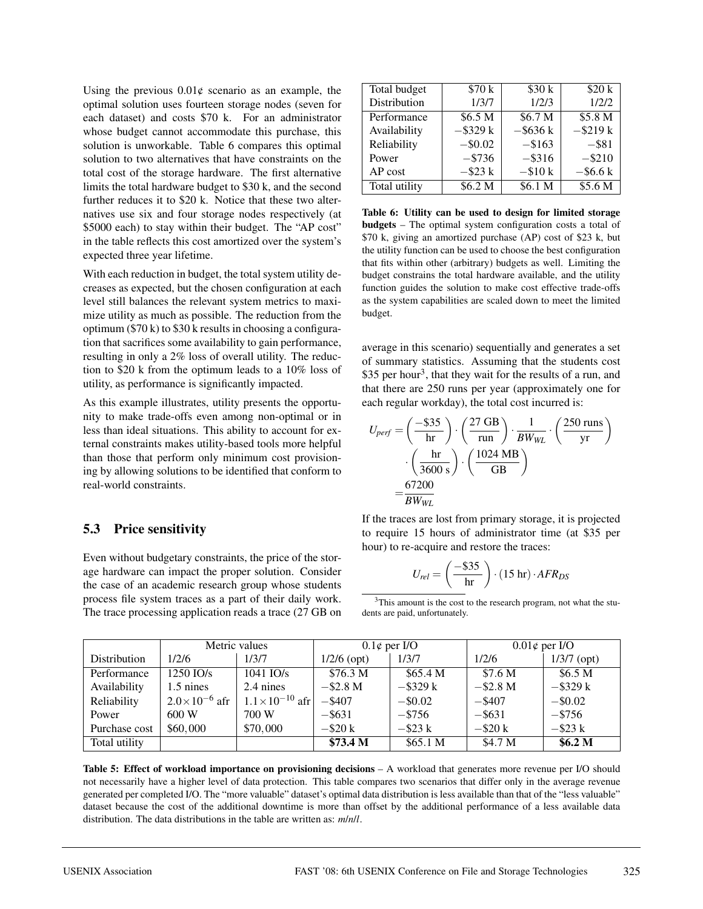Using the previous 0.01¢ scenario as an example, the optimal solution uses fourteen storage nodes (seven for each dataset) and costs $70 k. For an administrator whose budget cannot accommodate this purchase, this solution is unworkable. Table 6 compares this optimal solution to two alternatives that have constraints on the total cost of the storage hardware. The first alternative limits the total hardware budget to $30 k, and the second further reduces it to $20 k. Notice that these two alternatives use six and four storage nodes respectively (at $5000 each) to stay within their budget. The "AP cost" in the table reflects this cost amortized over the system's expected three year lifetime.

With each reduction in budget, the total system utility decreases as expected, but the chosen configuration at each level still balances the relevant system metrics to maximize utility as much as possible. The reduction from the optimum ($70 k) to $30 k results in choosing a configuration that sacrifices some availability to gain performance, resulting in only a 2% loss of overall utility. The reduction to $20 k from the optimum leads to a 10% loss of utility, as performance is significantly impacted.

As this example illustrates, utility presents the opportunity to make trade-offs even among non-optimal or in less than ideal situations. This ability to account for external constraints makes utility-based tools more helpful than those that perform only minimum cost provisioning by allowing solutions to be identified that conform to real-world constraints.

| Total budget | $70 k | $30 k | $20 k |
|---|---|---|---|
| Distribution | 1/3/7 | 1/2/3 | 1/2/2 |
| Performance | $6.5 M | $6.7 M | $5.8 M |
| Availability | −$329 k | −$636 k | −$219 k |
| Reliability | −$0.02 | −$163 | −$81 |
| Power | −$736 | −$316 | −$210 |
| AP cost | −$23 k | −$10 k | −$6.6 k |
| Total utility | $6.2 M | $6.1 M | $5.6 M |

**Table 6: Utility can be used to design for limited storage budgets** – The optimal system configuration costs a total of $70 k, giving an amortized purchase (AP) cost of $23 k, but the utility function can be used to choose the best configuration that fits within other (arbitrary) budgets as well. Limiting the budget constrains the total hardware available, and the utility function guides the solution to make cost effective trade-offs as the system capabilities are scaled down to meet the limited budget.

## 5.3 Price sensitivity

Even without budgetary constraints, the price of the storage hardware can impact the proper solution. Consider the case of an academic research group whose students process file system traces as a part of their daily work. The trace processing application reads a trace (27 GB on average in this scenario) sequentially and generates a set of summary statistics. Assuming that the students cost $35 per hour[3], that they wait for the results of a run, and that there are 250 runs per year (approximately one for each regular workday), the total cost incurred is:

$$U_{perf} = \left(\frac{-\$35}{\text{hr}}\right) \cdot \left(\frac{27\text{ GB}}{\text{run}}\right) \cdot \frac{1}{BW_{WL}} \cdot \left(\frac{250\text{ runs}}{\text{yr}}\right) \cdot \left(\frac{\text{hr}}{3600\text{ s}}\right) \cdot \left(\frac{1024\text{ MB}}{\text{GB}}\right) = \frac{67200}{BW_{WL}}$$

If the traces are lost from primary storage, it is projected to require 15 hours of administrator time (at $35 per hour) to re-acquire and restore the traces:

$$U_{rel} = \left(\frac{-\$35}{\text{hr}}\right) \cdot (15\text{ hr}) \cdot AFR_{DS}$$

[3] This amount is the cost to the research program, not what the students are paid, unfortunately.

| | Metric values | | 0.1¢ per I/O | | 0.01¢ per I/O | |
|---|---|---|---|---|---|---|
| Distribution | 1/2/6 | 1/3/7 | 1/2/6 (opt) | 1/3/7 | 1/2/6 | 1/3/7 (opt) |
| Performance | 1250 IO/s | 1041 IO/s | $76.3 M | $65.4 M | $7.6 M | $6.5 M |
| Availability | 1.5 nines | 2.4 nines | −$2.8 M | −$329 k | −$2.8 M | −$329 k |
| Reliability | $2.0\times10^{-6}$ afr | $1.1\times10^{-10}$ afr | −$407 | −$0.02 | −$407 | −$0.02 |
| Power | 600 W | 700 W | −$631 | −$756 | −$631 | −$756 |
| Purchase cost | $60,000 | $70,000 | −$20 k | −$23 k | −$20 k | −$23 k |
| Total utility | | | **$73.4 M** | $65.1 M | $4.7 M | **$6.2 M** |

**Table 5: Effect of workload importance on provisioning decisions** – A workload that generates more revenue per I/O should not necessarily have a higher level of data protection. This table compares two scenarios that differ only in the average revenue generated per completed I/O. The "more valuable" dataset's optimal data distribution is less available than that of the "less valuable" dataset because the cost of the additional downtime is more than offset by the additional performance of a less available data distribution. The data distributions in the table are written as: *m*/*n*/*l*.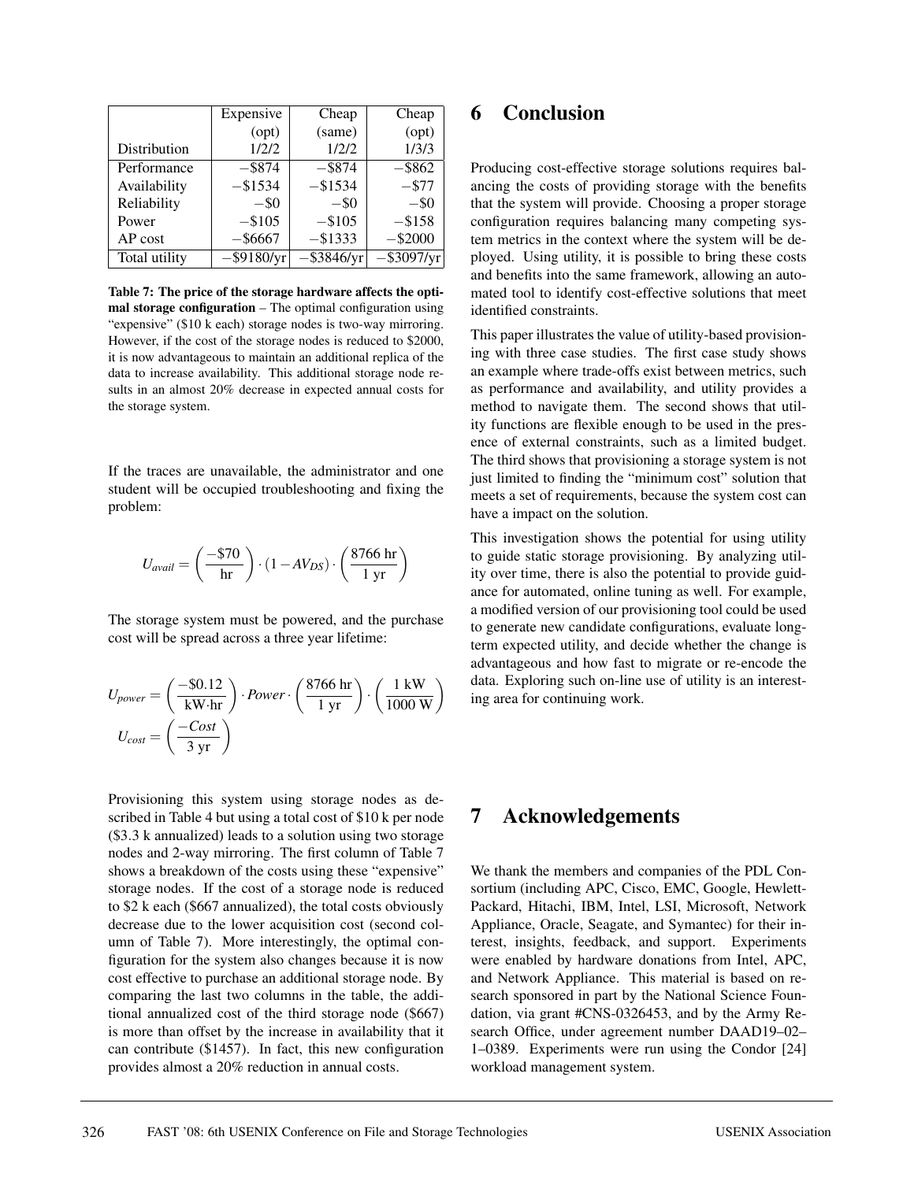|  | Expensive (opt) | Cheap (same) | Cheap (opt) |
| --- | --- | --- | --- |
| Distribution | 1/2/2 | 1/2/2 | 1/3/3 |
| Performance | −\$874 | −\$874 | −\$862 |
| Availability | −\$1534 | −\$1534 | −\$77 |
| Reliability | −\$0 | −\$0 | −\$0 |
| Power | −\$105 | −\$105 | −\$158 |
| AP cost | −\$6667 | −\$1333 | −\$2000 |
| Total utility | −\$9180/yr | −\$3846/yr | −\$3097/yr |

**Table 7: The price of the storage hardware affects the optimal storage configuration** – The optimal configuration using "expensive" (\$10 k each) storage nodes is two-way mirroring. However, if the cost of the storage nodes is reduced to \$2000, it is now advantageous to maintain an additional replica of the data to increase availability. This additional storage node results in an almost 20% decrease in expected annual costs for the storage system.

If the traces are unavailable, the administrator and one student will be occupied troubleshooting and fixing the problem:

$$U_{avail} = \left(\frac{-\$70}{\text{hr}}\right) \cdot (1 - AV_{DS}) \cdot \left(\frac{8766 \text{ hr}}{1 \text{ yr}}\right)$$

The storage system must be powered, and the purchase cost will be spread across a three year lifetime:

$$U_{power} = \left(\frac{-\$0.12}{\text{kW}\cdot\text{hr}}\right) \cdot Power \cdot \left(\frac{8766 \text{ hr}}{1 \text{ yr}}\right) \cdot \left(\frac{1 \text{ kW}}{1000 \text{ W}}\right)$$

$$U_{cost} = \left(\frac{-Cost}{3 \text{ yr}}\right)$$

Provisioning this system using storage nodes as described in Table 4 but using a total cost of \$10 k per node (\$3.3 k annualized) leads to a solution using two storage nodes and 2-way mirroring. The first column of Table 7 shows a breakdown of the costs using these "expensive" storage nodes. If the cost of a storage node is reduced to \$2 k each (\$667 annualized), the total costs obviously decrease due to the lower acquisition cost (second column of Table 7). More interestingly, the optimal configuration for the system also changes because it is now cost effective to purchase an additional storage node. By comparing the last two columns in the table, the additional annualized cost of the third storage node (\$667) is more than offset by the increase in availability that it can contribute (\$1457). In fact, this new configuration provides almost a 20% reduction in annual costs.

# 6 Conclusion

Producing cost-effective storage solutions requires balancing the costs of providing storage with the benefits that the system will provide. Choosing a proper storage configuration requires balancing many competing system metrics in the context where the system will be deployed. Using utility, it is possible to bring these costs and benefits into the same framework, allowing an automated tool to identify cost-effective solutions that meet identified constraints.

This paper illustrates the value of utility-based provisioning with three case studies. The first case study shows an example where trade-offs exist between metrics, such as performance and availability, and utility provides a method to navigate them. The second shows that utility functions are flexible enough to be used in the presence of external constraints, such as a limited budget. The third shows that provisioning a storage system is not just limited to finding the "minimum cost" solution that meets a set of requirements, because the system cost can have a impact on the solution.

This investigation shows the potential for using utility to guide static storage provisioning. By analyzing utility over time, there is also the potential to provide guidance for automated, online tuning as well. For example, a modified version of our provisioning tool could be used to generate new candidate configurations, evaluate long-term expected utility, and decide whether the change is advantageous and how fast to migrate or re-encode the data. Exploring such on-line use of utility is an interesting area for continuing work.

# 7 Acknowledgements

We thank the members and companies of the PDL Consortium (including APC, Cisco, EMC, Google, Hewlett-Packard, Hitachi, IBM, Intel, LSI, Microsoft, Network Appliance, Oracle, Seagate, and Symantec) for their interest, insights, feedback, and support. Experiments were enabled by hardware donations from Intel, APC, and Network Appliance. This material is based on research sponsored in part by the National Science Foundation, via grant #CNS-0326453, and by the Army Research Office, under agreement number DAAD19–02–1–0389. Experiments were run using the Condor [24] workload management system.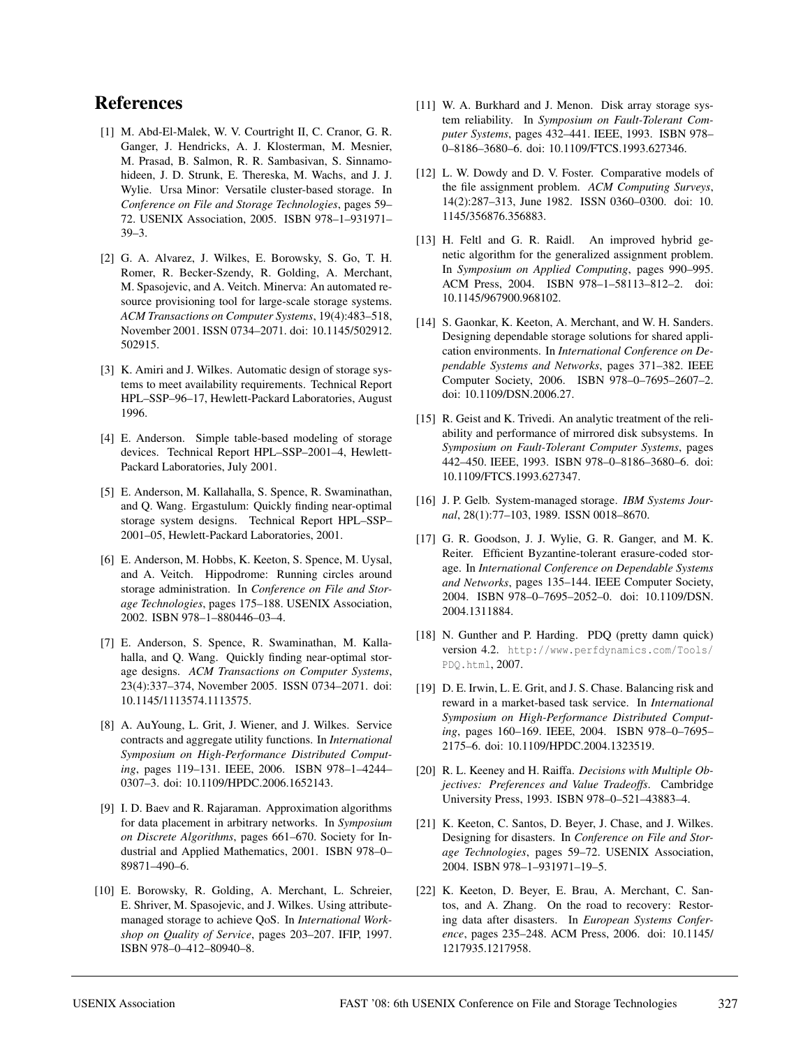# References

[1] M. Abd-El-Malek, W. V. Courtright II, C. Cranor, G. R. Ganger, J. Hendricks, A. J. Klosterman, M. Mesnier, M. Prasad, B. Salmon, R. R. Sambasivan, S. Sinnamohideen, J. D. Strunk, E. Thereska, M. Wachs, and J. J. Wylie. Ursa Minor: Versatile cluster-based storage. In *Conference on File and Storage Technologies*, pages 59–72. USENIX Association, 2005. ISBN 978–1–931971–39–3.

[2] G. A. Alvarez, J. Wilkes, E. Borowsky, S. Go, T. H. Romer, R. Becker-Szendy, R. Golding, A. Merchant, M. Spasojevic, and A. Veitch. Minerva: An automated resource provisioning tool for large-scale storage systems. *ACM Transactions on Computer Systems*, 19(4):483–518, November 2001. ISSN 0734–2071. doi: 10.1145/502912.502915.

[3] K. Amiri and J. Wilkes. Automatic design of storage systems to meet availability requirements. Technical Report HPL–SSP–96–17, Hewlett-Packard Laboratories, August 1996.

[4] E. Anderson. Simple table-based modeling of storage devices. Technical Report HPL–SSP–2001–4, Hewlett-Packard Laboratories, July 2001.

[5] E. Anderson, M. Kallahalla, S. Spence, R. Swaminathan, and Q. Wang. Ergastulum: Quickly finding near-optimal storage system designs. Technical Report HPL–SSP–2001–05, Hewlett-Packard Laboratories, 2001.

[6] E. Anderson, M. Hobbs, K. Keeton, S. Spence, M. Uysal, and A. Veitch. Hippodrome: Running circles around storage administration. In *Conference on File and Storage Technologies*, pages 175–188. USENIX Association, 2002. ISBN 978–1–880446–03–4.

[7] E. Anderson, S. Spence, R. Swaminathan, M. Kallahalla, and Q. Wang. Quickly finding near-optimal storage designs. *ACM Transactions on Computer Systems*, 23(4):337–374, November 2005. ISSN 0734–2071. doi: 10.1145/1113574.1113575.

[8] A. AuYoung, L. Grit, J. Wiener, and J. Wilkes. Service contracts and aggregate utility functions. In *International Symposium on High-Performance Distributed Computing*, pages 119–131. IEEE, 2006. ISBN 978–1–4244–0307–3. doi: 10.1109/HPDC.2006.1652143.

[9] I. D. Baev and R. Rajaraman. Approximation algorithms for data placement in arbitrary networks. In *Symposium on Discrete Algorithms*, pages 661–670. Society for Industrial and Applied Mathematics, 2001. ISBN 978–0–89871–490–6.

[10] E. Borowsky, R. Golding, A. Merchant, L. Schreier, E. Shriver, M. Spasojevic, and J. Wilkes. Using attribute-managed storage to achieve QoS. In *International Workshop on Quality of Service*, pages 203–207. IFIP, 1997. ISBN 978–0–412–80940–8.

[11] W. A. Burkhard and J. Menon. Disk array storage system reliability. In *Symposium on Fault-Tolerant Computer Systems*, pages 432–441. IEEE, 1993. ISBN 978–0–8186–3680–6. doi: 10.1109/FTCS.1993.627346.

[12] L. W. Dowdy and D. V. Foster. Comparative models of the file assignment problem. *ACM Computing Surveys*, 14(2):287–313, June 1982. ISSN 0360–0300. doi: 10.1145/356876.356883.

[13] H. Feltl and G. R. Raidl. An improved hybrid genetic algorithm for the generalized assignment problem. In *Symposium on Applied Computing*, pages 990–995. ACM Press, 2004. ISBN 978–1–58113–812–2. doi: 10.1145/967900.968102.

[14] S. Gaonkar, K. Keeton, A. Merchant, and W. H. Sanders. Designing dependable storage solutions for shared application environments. In *International Conference on Dependable Systems and Networks*, pages 371–382. IEEE Computer Society, 2006. ISBN 978–0–7695–2607–2. doi: 10.1109/DSN.2006.27.

[15] R. Geist and K. Trivedi. An analytic treatment of the reliability and performance of mirrored disk subsystems. In *Symposium on Fault-Tolerant Computer Systems*, pages 442–450. IEEE, 1993. ISBN 978–0–8186–3680–6. doi: 10.1109/FTCS.1993.627347.

[16] J. P. Gelb. System-managed storage. *IBM Systems Journal*, 28(1):77–103, 1989. ISSN 0018–8670.

[17] G. R. Goodson, J. J. Wylie, G. R. Ganger, and M. K. Reiter. Efficient Byzantine-tolerant erasure-coded storage. In *International Conference on Dependable Systems and Networks*, pages 135–144. IEEE Computer Society, 2004. ISBN 978–0–7695–2052–0. doi: 10.1109/DSN.2004.1311884.

[18] N. Gunther and P. Harding. PDQ (pretty damn quick) version 4.2. `http://www.perfdynamics.com/Tools/PDQ.html`, 2007.

[19] D. E. Irwin, L. E. Grit, and J. S. Chase. Balancing risk and reward in a market-based task service. In *International Symposium on High-Performance Distributed Computing*, pages 160–169. IEEE, 2004. ISBN 978–0–7695–2175–6. doi: 10.1109/HPDC.2004.1323519.

[20] R. L. Keeney and H. Raiffa. *Decisions with Multiple Objectives: Preferences and Value Tradeoffs*. Cambridge University Press, 1993. ISBN 978–0–521–43883–4.

[21] K. Keeton, C. Santos, D. Beyer, J. Chase, and J. Wilkes. Designing for disasters. In *Conference on File and Storage Technologies*, pages 59–72. USENIX Association, 2004. ISBN 978–1–931971–19–5.

[22] K. Keeton, D. Beyer, E. Brau, A. Merchant, C. Santos, and A. Zhang. On the road to recovery: Restoring data after disasters. In *European Systems Conference*, pages 235–248. ACM Press, 2006. doi: 10.1145/1217935.1217958.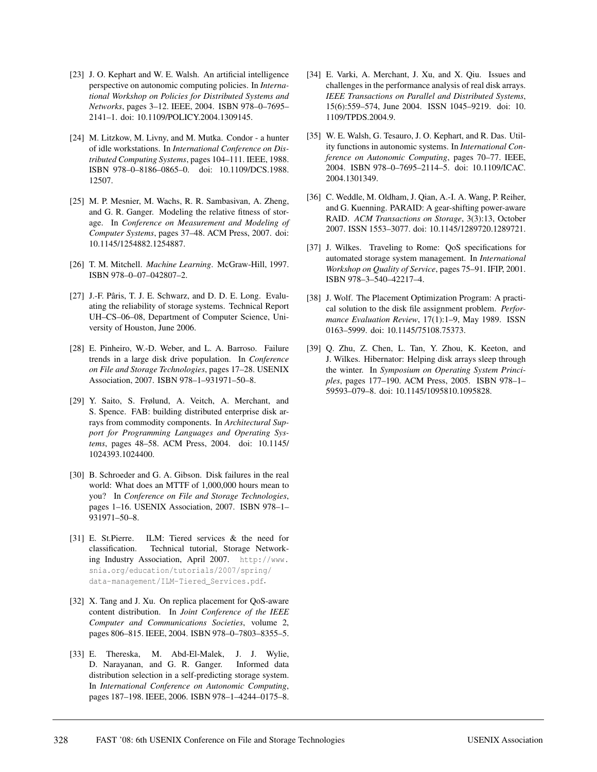[23] J. O. Kephart and W. E. Walsh. An artificial intelligence perspective on autonomic computing policies. In *International Workshop on Policies for Distributed Systems and Networks*, pages 3–12. IEEE, 2004. ISBN 978–0–7695–2141–1. doi: 10.1109/POLICY.2004.1309145.

[24] M. Litzkow, M. Livny, and M. Mutka. Condor - a hunter of idle workstations. In *International Conference on Distributed Computing Systems*, pages 104–111. IEEE, 1988. ISBN 978–0–8186–0865–0. doi: 10.1109/DCS.1988.12507.

[25] M. P. Mesnier, M. Wachs, R. R. Sambasivan, A. Zheng, and G. R. Ganger. Modeling the relative fitness of storage. In *Conference on Measurement and Modeling of Computer Systems*, pages 37–48. ACM Press, 2007. doi: 10.1145/1254882.1254887.

[26] T. M. Mitchell. *Machine Learning*. McGraw-Hill, 1997. ISBN 978–0–07–042807–2.

[27] J.-F. Pâris, T. J. E. Schwarz, and D. D. E. Long. Evaluating the reliability of storage systems. Technical Report UH–CS–06–08, Department of Computer Science, University of Houston, June 2006.

[28] E. Pinheiro, W.-D. Weber, and L. A. Barroso. Failure trends in a large disk drive population. In *Conference on File and Storage Technologies*, pages 17–28. USENIX Association, 2007. ISBN 978–1–931971–50–8.

[29] Y. Saito, S. Frølund, A. Veitch, A. Merchant, and S. Spence. FAB: building distributed enterprise disk arrays from commodity components. In *Architectural Support for Programming Languages and Operating Systems*, pages 48–58. ACM Press, 2004. doi: 10.1145/1024393.1024400.

[30] B. Schroeder and G. A. Gibson. Disk failures in the real world: What does an MTTF of 1,000,000 hours mean to you? In *Conference on File and Storage Technologies*, pages 1–16. USENIX Association, 2007. ISBN 978–1–931971–50–8.

[31] E. St.Pierre. ILM: Tiered services & the need for classification. Technical tutorial, Storage Networking Industry Association, April 2007. http://www.snia.org/education/tutorials/2007/spring/data-management/ILM-Tiered_Services.pdf.

[32] X. Tang and J. Xu. On replica placement for QoS-aware content distribution. In *Joint Conference of the IEEE Computer and Communications Societies*, volume 2, pages 806–815. IEEE, 2004. ISBN 978–0–7803–8355–5.

[33] E. Thereska, M. Abd-El-Malek, J. J. Wylie, D. Narayanan, and G. R. Ganger. Informed data distribution selection in a self-predicting storage system. In *International Conference on Autonomic Computing*, pages 187–198. IEEE, 2006. ISBN 978–1–4244–0175–8.

[34] E. Varki, A. Merchant, J. Xu, and X. Qiu. Issues and challenges in the performance analysis of real disk arrays. *IEEE Transactions on Parallel and Distributed Systems*, 15(6):559–574, June 2004. ISSN 1045–9219. doi: 10.1109/TPDS.2004.9.

[35] W. E. Walsh, G. Tesauro, J. O. Kephart, and R. Das. Utility functions in autonomic systems. In *International Conference on Autonomic Computing*, pages 70–77. IEEE, 2004. ISBN 978–0–7695–2114–5. doi: 10.1109/ICAC.2004.1301349.

[36] C. Weddle, M. Oldham, J. Qian, A.-I. A. Wang, P. Reiher, and G. Kuenning. PARAID: A gear-shifting power-aware RAID. *ACM Transactions on Storage*, 3(3):13, October 2007. ISSN 1553–3077. doi: 10.1145/1289720.1289721.

[37] J. Wilkes. Traveling to Rome: QoS specifications for automated storage system management. In *International Workshop on Quality of Service*, pages 75–91. IFIP, 2001. ISBN 978–3–540–42217–4.

[38] J. Wolf. The Placement Optimization Program: A practical solution to the disk file assignment problem. *Performance Evaluation Review*, 17(1):1–9, May 1989. ISSN 0163–5999. doi: 10.1145/75108.75373.

[39] Q. Zhu, Z. Chen, L. Tan, Y. Zhou, K. Keeton, and J. Wilkes. Hibernator: Helping disk arrays sleep through the winter. In *Symposium on Operating System Principles*, pages 177–190. ACM Press, 2005. ISBN 978–1–59593–079–8. doi: 10.1145/1095810.1095828.